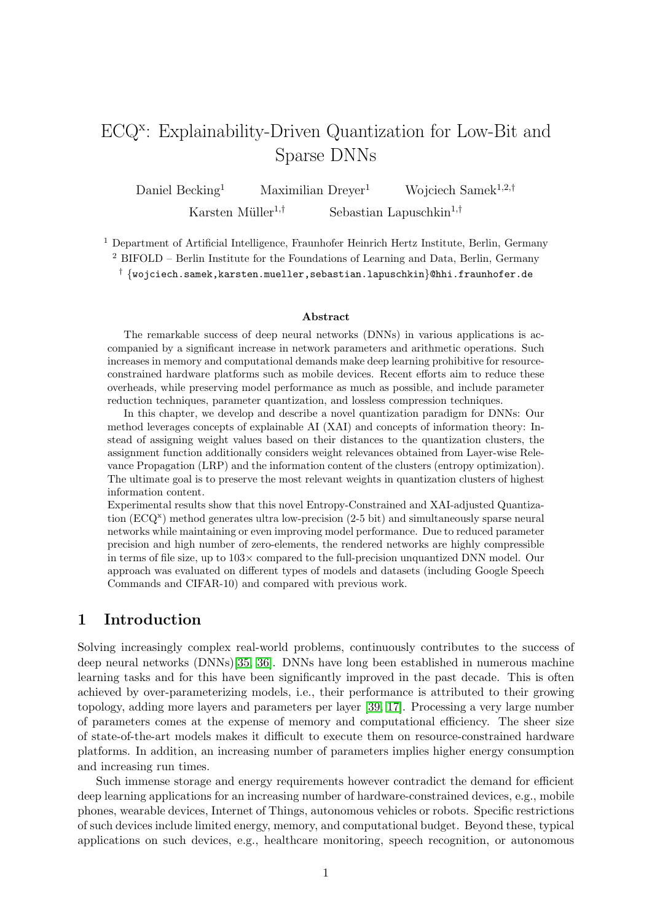# ECQ$^x$: Explainability-Driven Quantization for Low-Bit and Sparse DNNs

Daniel Becking[1] Maximilian Dreyer[1] Wojciech Samek[1,2,†]
Karsten Müller[1,†] Sebastian Lapuschkin[1,†]

[1] Department of Artificial Intelligence, Fraunhofer Heinrich Hertz Institute, Berlin, Germany
[2] BIFOLD – Berlin Institute for the Foundations of Learning and Data, Berlin, Germany
[†] {wojciech.samek,karsten.mueller,sebastian.lapuschkin}@hhi.fraunhofer.de

**Abstract**

The remarkable success of deep neural networks (DNNs) in various applications is accompanied by a significant increase in network parameters and arithmetic operations. Such increases in memory and computational demands make deep learning prohibitive for resource-constrained hardware platforms such as mobile devices. Recent efforts aim to reduce these overheads, while preserving model performance as much as possible, and include parameter reduction techniques, parameter quantization, and lossless compression techniques.

In this chapter, we develop and describe a novel quantization paradigm for DNNs: Our method leverages concepts of explainable AI (XAI) and concepts of information theory: Instead of assigning weight values based on their distances to the quantization clusters, the assignment function additionally considers weight relevances obtained from Layer-wise Relevance Propagation (LRP) and the information content of the clusters (entropy optimization). The ultimate goal is to preserve the most relevant weights in quantization clusters of highest information content.

Experimental results show that this novel Entropy-Constrained and XAI-adjusted Quantization (ECQ$^x$) method generates ultra low-precision (2-5 bit) and simultaneously sparse neural networks while maintaining or even improving model performance. Due to reduced parameter precision and high number of zero-elements, the rendered networks are highly compressible in terms of file size, up to 103× compared to the full-precision unquantized DNN model. Our approach was evaluated on different types of models and datasets (including Google Speech Commands and CIFAR-10) and compared with previous work.

## 1 Introduction

Solving increasingly complex real-world problems, continuously contributes to the success of deep neural networks (DNNs)[35, 36]. DNNs have long been established in numerous machine learning tasks and for this have been significantly improved in the past decade. This is often achieved by over-parameterizing models, i.e., their performance is attributed to their growing topology, adding more layers and parameters per layer [39, 17]. Processing a very large number of parameters comes at the expense of memory and computational efficiency. The sheer size of state-of-the-art models makes it difficult to execute them on resource-constrained hardware platforms. In addition, an increasing number of parameters implies higher energy consumption and increasing run times.

Such immense storage and energy requirements however contradict the demand for efficient deep learning applications for an increasing number of hardware-constrained devices, e.g., mobile phones, wearable devices, Internet of Things, autonomous vehicles or robots. Specific restrictions of such devices include limited energy, memory, and computational budget. Beyond these, typical applications on such devices, e.g., healthcare monitoring, speech recognition, or autonomous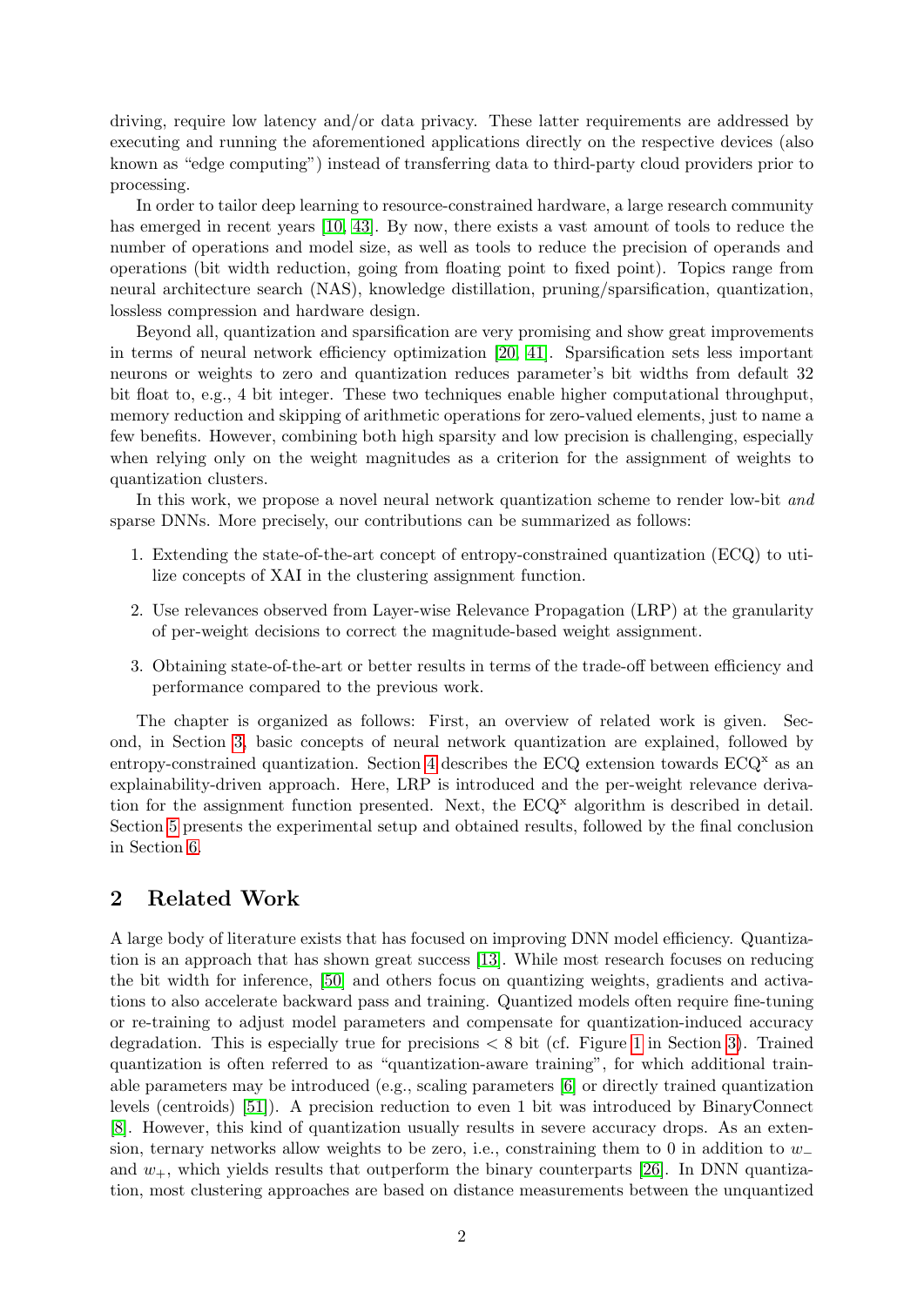driving, require low latency and/or data privacy. These latter requirements are addressed by executing and running the aforementioned applications directly on the respective devices (also known as "edge computing") instead of transferring data to third-party cloud providers prior to processing.

In order to tailor deep learning to resource-constrained hardware, a large research community has emerged in recent years [10, 43]. By now, there exists a vast amount of tools to reduce the number of operations and model size, as well as tools to reduce the precision of operands and operations (bit width reduction, going from floating point to fixed point). Topics range from neural architecture search (NAS), knowledge distillation, pruning/sparsification, quantization, lossless compression and hardware design.

Beyond all, quantization and sparsification are very promising and show great improvements in terms of neural network efficiency optimization [20, 41]. Sparsification sets less important neurons or weights to zero and quantization reduces parameter's bit widths from default 32 bit float to, e.g., 4 bit integer. These two techniques enable higher computational throughput, memory reduction and skipping of arithmetic operations for zero-valued elements, just to name a few benefits. However, combining both high sparsity and low precision is challenging, especially when relying only on the weight magnitudes as a criterion for the assignment of weights to quantization clusters.

In this work, we propose a novel neural network quantization scheme to render low-bit *and* sparse DNNs. More precisely, our contributions can be summarized as follows:

1. Extending the state-of-the-art concept of entropy-constrained quantization (ECQ) to utilize concepts of XAI in the clustering assignment function.
2. Use relevances observed from Layer-wise Relevance Propagation (LRP) at the granularity of per-weight decisions to correct the magnitude-based weight assignment.
3. Obtaining state-of-the-art or better results in terms of the trade-off between efficiency and performance compared to the previous work.

The chapter is organized as follows: First, an overview of related work is given. Second, in Section 3, basic concepts of neural network quantization are explained, followed by entropy-constrained quantization. Section 4 describes the ECQ extension towards ECQ$^\text{x}$ as an explainability-driven approach. Here, LRP is introduced and the per-weight relevance derivation for the assignment function presented. Next, the ECQ$^\text{x}$ algorithm is described in detail. Section 5 presents the experimental setup and obtained results, followed by the final conclusion in Section 6.

## 2 Related Work

A large body of literature exists that has focused on improving DNN model efficiency. Quantization is an approach that has shown great success [13]. While most research focuses on reducing the bit width for inference, [50] and others focus on quantizing weights, gradients and activations to also accelerate backward pass and training. Quantized models often require fine-tuning or re-training to adjust model parameters and compensate for quantization-induced accuracy degradation. This is especially true for precisions $< 8$ bit (cf. Figure 1 in Section 3). Trained quantization is often referred to as "quantization-aware training", for which additional trainable parameters may be introduced (e.g., scaling parameters [6] or directly trained quantization levels (centroids) [51]). A precision reduction to even 1 bit was introduced by BinaryConnect [8]. However, this kind of quantization usually results in severe accuracy drops. As an extension, ternary networks allow weights to be zero, i.e., constraining them to 0 in addition to $w_-$ and $w_+$, which yields results that outperform the binary counterparts [26]. In DNN quantization, most clustering approaches are based on distance measurements between the unquantized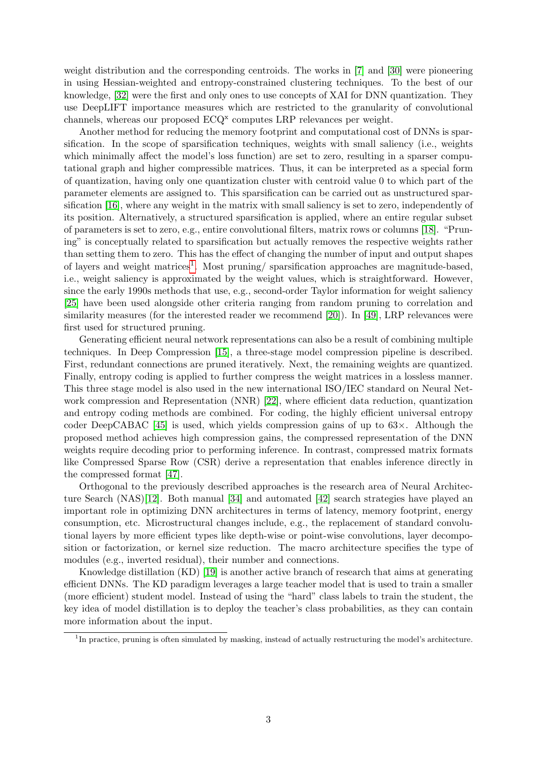weight distribution and the corresponding centroids. The works in [7] and [30] were pioneering in using Hessian-weighted and entropy-constrained clustering techniques. To the best of our knowledge, [32] were the first and only ones to use concepts of XAI for DNN quantization. They use DeepLIFT importance measures which are restricted to the granularity of convolutional channels, whereas our proposed ECQ$^{\mathrm{x}}$ computes LRP relevances per weight.

Another method for reducing the memory footprint and computational cost of DNNs is sparsification. In the scope of sparsification techniques, weights with small saliency (i.e., weights which minimally affect the model's loss function) are set to zero, resulting in a sparser computational graph and higher compressible matrices. Thus, it can be interpreted as a special form of quantization, having only one quantization cluster with centroid value 0 to which part of the parameter elements are assigned to. This sparsification can be carried out as unstructured sparsification [16], where any weight in the matrix with small saliency is set to zero, independently of its position. Alternatively, a structured sparsification is applied, where an entire regular subset of parameters is set to zero, e.g., entire convolutional filters, matrix rows or columns [18]. "Pruning" is conceptually related to sparsification but actually removes the respective weights rather than setting them to zero. This has the effect of changing the number of input and output shapes of layers and weight matrices[1]. Most pruning/ sparsification approaches are magnitude-based, i.e., weight saliency is approximated by the weight values, which is straightforward. However, since the early 1990s methods that use, e.g., second-order Taylor information for weight saliency [25] have been used alongside other criteria ranging from random pruning to correlation and similarity measures (for the interested reader we recommend [20]). In [49], LRP relevances were first used for structured pruning.

Generating efficient neural network representations can also be a result of combining multiple techniques. In Deep Compression [15], a three-stage model compression pipeline is described. First, redundant connections are pruned iteratively. Next, the remaining weights are quantized. Finally, entropy coding is applied to further compress the weight matrices in a lossless manner. This three stage model is also used in the new international ISO/IEC standard on Neural Network compression and Representation (NNR) [22], where efficient data reduction, quantization and entropy coding methods are combined. For coding, the highly efficient universal entropy coder DeepCABAC [45] is used, which yields compression gains of up to 63×. Although the proposed method achieves high compression gains, the compressed representation of the DNN weights require decoding prior to performing inference. In contrast, compressed matrix formats like Compressed Sparse Row (CSR) derive a representation that enables inference directly in the compressed format [47].

Orthogonal to the previously described approaches is the research area of Neural Architecture Search (NAS)[12]. Both manual [34] and automated [42] search strategies have played an important role in optimizing DNN architectures in terms of latency, memory footprint, energy consumption, etc. Microstructural changes include, e.g., the replacement of standard convolutional layers by more efficient types like depth-wise or point-wise convolutions, layer decomposition or factorization, or kernel size reduction. The macro architecture specifies the type of modules (e.g., inverted residual), their number and connections.

Knowledge distillation (KD) [19] is another active branch of research that aims at generating efficient DNNs. The KD paradigm leverages a large teacher model that is used to train a smaller (more efficient) student model. Instead of using the "hard" class labels to train the student, the key idea of model distillation is to deploy the teacher's class probabilities, as they can contain more information about the input.

[1] In practice, pruning is often simulated by masking, instead of actually restructuring the model's architecture.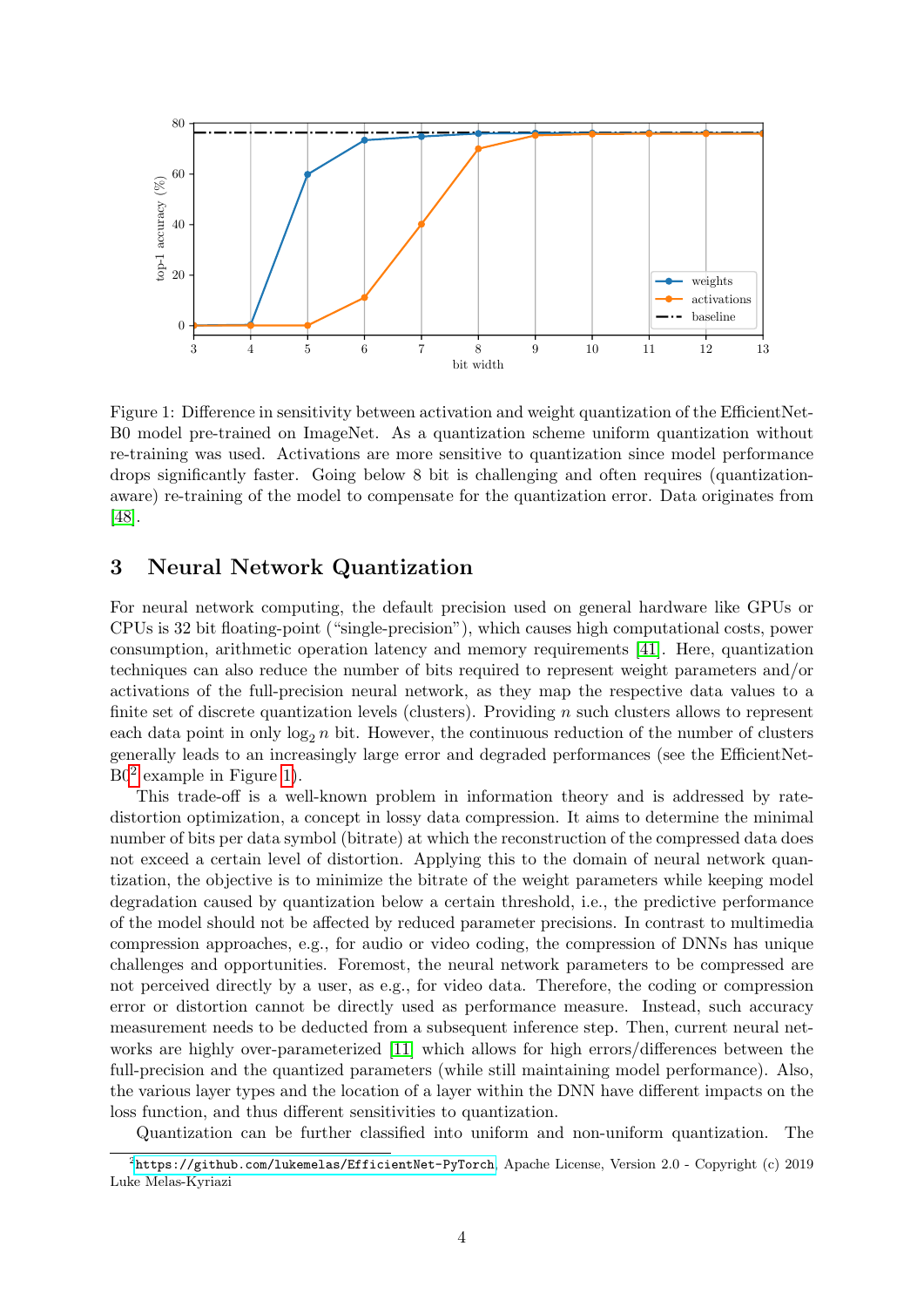80
60
40
20
0
top-1 accuracy (%)
3 4 5 6 7 8 9 10 11 12 13
bit width
weights
activations
baseline

Figure 1: Difference in sensitivity between activation and weight quantization of the EfficientNet-B0 model pre-trained on ImageNet. As a quantization scheme uniform quantization without re-training was used. Activations are more sensitive to quantization since model performance drops significantly faster. Going below 8 bit is challenging and often requires (quantization-aware) re-training of the model to compensate for the quantization error. Data originates from [48].

## 3 Neural Network Quantization

For neural network computing, the default precision used on general hardware like GPUs or CPUs is 32 bit floating-point ("single-precision"), which causes high computational costs, power consumption, arithmetic operation latency and memory requirements [41]. Here, quantization techniques can also reduce the number of bits required to represent weight parameters and/or activations of the full-precision neural network, as they map the respective data values to a finite set of discrete quantization levels (clusters). Providing $n$ such clusters allows to represent each data point in only $\log_2 n$ bit. However, the continuous reduction of the number of clusters generally leads to an increasingly large error and degraded performances (see the EfficientNet-B0[2] example in Figure 1).

This trade-off is a well-known problem in information theory and is addressed by rate-distortion optimization, a concept in lossy data compression. It aims to determine the minimal number of bits per data symbol (bitrate) at which the reconstruction of the compressed data does not exceed a certain level of distortion. Applying this to the domain of neural network quantization, the objective is to minimize the bitrate of the weight parameters while keeping model degradation caused by quantization below a certain threshold, i.e., the predictive performance of the model should not be affected by reduced parameter precisions. In contrast to multimedia compression approaches, e.g., for audio or video coding, the compression of DNNs has unique challenges and opportunities. Foremost, the neural network parameters to be compressed are not perceived directly by a user, as e.g., for video data. Therefore, the coding or compression error or distortion cannot be directly used as performance measure. Instead, such accuracy measurement needs to be deducted from a subsequent inference step. Then, current neural networks are highly over-parameterized [11] which allows for high errors/differences between the full-precision and the quantized parameters (while still maintaining model performance). Also, the various layer types and the location of a layer within the DNN have different impacts on the loss function, and thus different sensitivities to quantization.

Quantization can be further classified into uniform and non-uniform quantization. The

[2] https://github.com/lukemelas/EfficientNet-PyTorch, Apache License, Version 2.0 - Copyright (c) 2019 Luke Melas-Kyriazi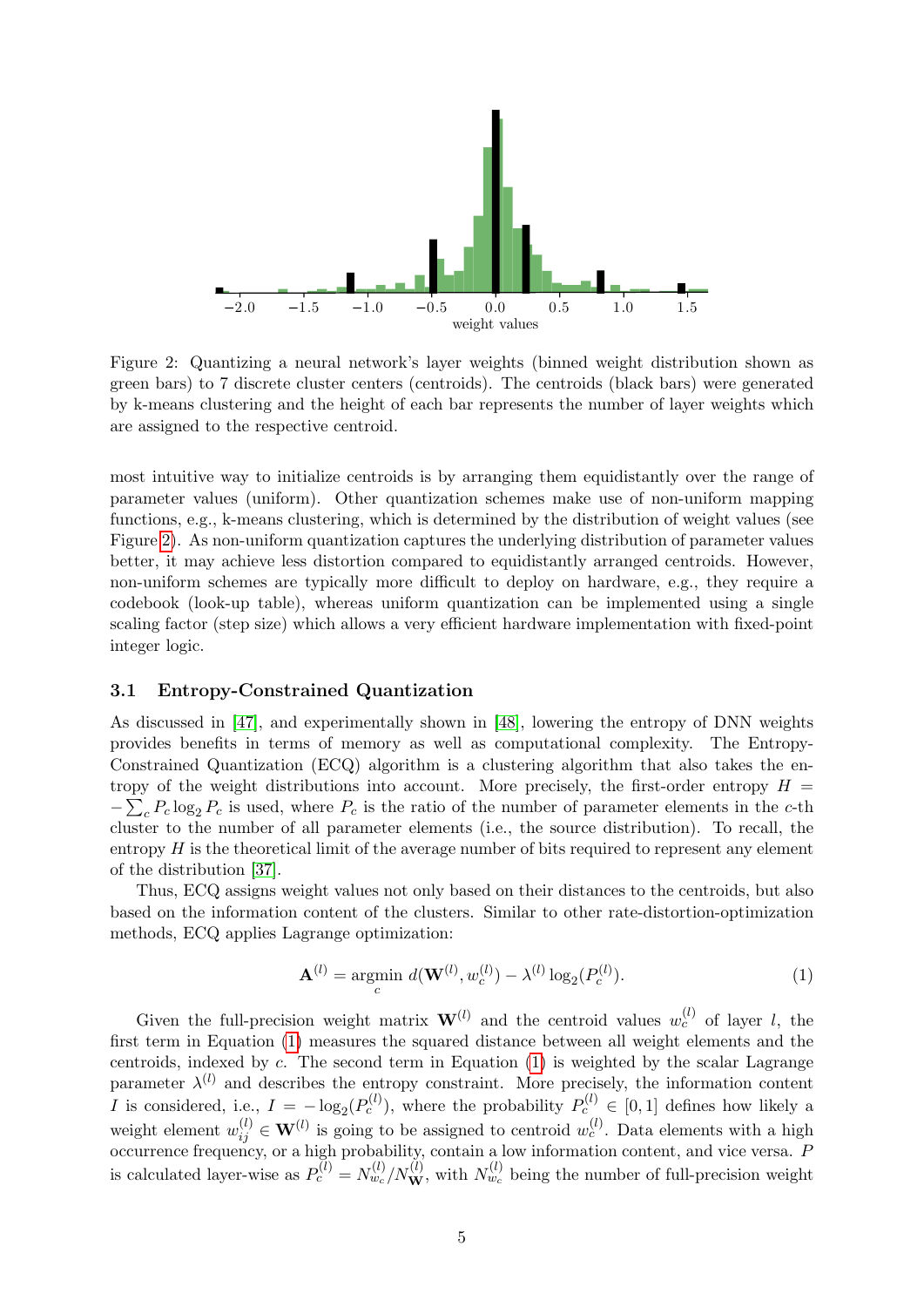−2.0 −1.5 −1.0 −0.5 0.0 0.5 1.0 1.5

weight values

Figure 2: Quantizing a neural network's layer weights (binned weight distribution shown as green bars) to 7 discrete cluster centers (centroids). The centroids (black bars) were generated by k-means clustering and the height of each bar represents the number of layer weights which are assigned to the respective centroid.

most intuitive way to initialize centroids is by arranging them equidistantly over the range of parameter values (uniform). Other quantization schemes make use of non-uniform mapping functions, e.g., k-means clustering, which is determined by the distribution of weight values (see Figure 2). As non-uniform quantization captures the underlying distribution of parameter values better, it may achieve less distortion compared to equidistantly arranged centroids. However, non-uniform schemes are typically more difficult to deploy on hardware, e.g., they require a codebook (look-up table), whereas uniform quantization can be implemented using a single scaling factor (step size) which allows a very efficient hardware implementation with fixed-point integer logic.

### 3.1 Entropy-Constrained Quantization

As discussed in [47], and experimentally shown in [48], lowering the entropy of DNN weights provides benefits in terms of memory as well as computational complexity. The Entropy-Constrained Quantization (ECQ) algorithm is a clustering algorithm that also takes the entropy of the weight distributions into account. More precisely, the first-order entropy $H = -\sum_c P_c \log_2 P_c$ is used, where $P_c$ is the ratio of the number of parameter elements in the $c$-th cluster to the number of all parameter elements (i.e., the source distribution). To recall, the entropy $H$ is the theoretical limit of the average number of bits required to represent any element of the distribution [37].

Thus, ECQ assigns weight values not only based on their distances to the centroids, but also based on the information content of the clusters. Similar to other rate-distortion-optimization methods, ECQ applies Lagrange optimization:

$$\mathbf{A}^{(l)} = \underset{c}{\operatorname{argmin}}\ d(\mathbf{W}^{(l)}, w_c^{(l)}) - \lambda^{(l)} \log_2(P_c^{(l)}). \tag{1}$$

Given the full-precision weight matrix $\mathbf{W}^{(l)}$ and the centroid values $w_c^{(l)}$ of layer $l$, the first term in Equation (1) measures the squared distance between all weight elements and the centroids, indexed by $c$. The second term in Equation (1) is weighted by the scalar Lagrange parameter $\lambda^{(l)}$ and describes the entropy constraint. More precisely, the information content $I$ is considered, i.e., $I = -\log_2(P_c^{(l)})$, where the probability $P_c^{(l)} \in [0,1]$ defines how likely a weight element $w_{ij}^{(l)} \in \mathbf{W}^{(l)}$ is going to be assigned to centroid $w_c^{(l)}$. Data elements with a high occurrence frequency, or a high probability, contain a low information content, and vice versa. $P$ is calculated layer-wise as $P_c^{(l)} = N_{w_c}^{(l)}/N_{\mathbf{W}}^{(l)}$, with $N_{w_c}^{(l)}$ being the number of full-precision weight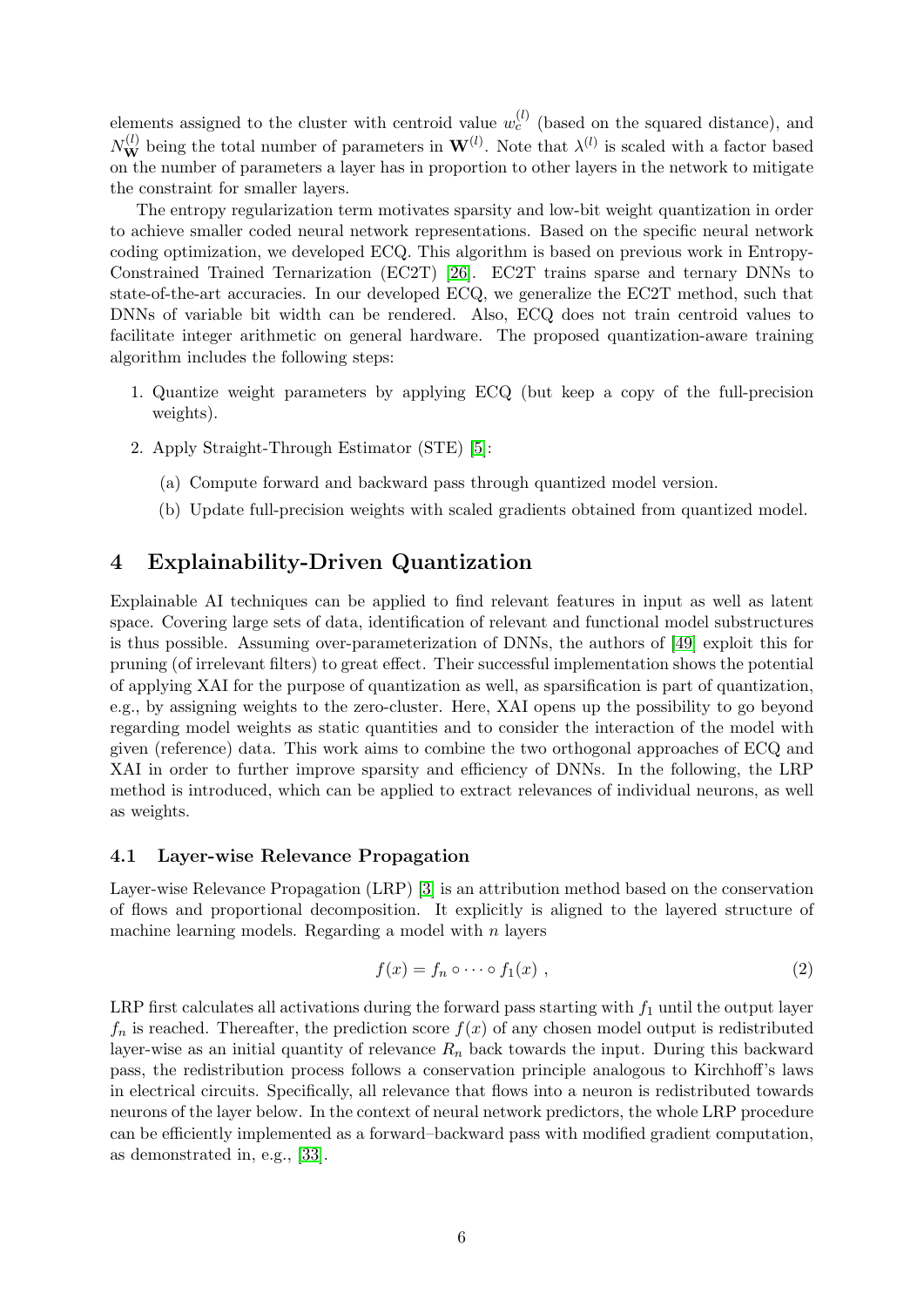elements assigned to the cluster with centroid value $w_c^{(l)}$ (based on the squared distance), and $N_{\mathbf{W}}^{(l)}$ being the total number of parameters in $\mathbf{W}^{(l)}$. Note that $\lambda^{(l)}$ is scaled with a factor based on the number of parameters a layer has in proportion to other layers in the network to mitigate the constraint for smaller layers.

The entropy regularization term motivates sparsity and low-bit weight quantization in order to achieve smaller coded neural network representations. Based on the specific neural network coding optimization, we developed ECQ. This algorithm is based on previous work in Entropy-Constrained Trained Ternarization (EC2T) [26]. EC2T trains sparse and ternary DNNs to state-of-the-art accuracies. In our developed ECQ, we generalize the EC2T method, such that DNNs of variable bit width can be rendered. Also, ECQ does not train centroid values to facilitate integer arithmetic on general hardware. The proposed quantization-aware training algorithm includes the following steps:

1. Quantize weight parameters by applying ECQ (but keep a copy of the full-precision weights).
2. Apply Straight-Through Estimator (STE) [5]:
   (a) Compute forward and backward pass through quantized model version.
   (b) Update full-precision weights with scaled gradients obtained from quantized model.

# 4 Explainability-Driven Quantization

Explainable AI techniques can be applied to find relevant features in input as well as latent space. Covering large sets of data, identification of relevant and functional model substructures is thus possible. Assuming over-parameterization of DNNs, the authors of [49] exploit this for pruning (of irrelevant filters) to great effect. Their successful implementation shows the potential of applying XAI for the purpose of quantization as well, as sparsification is part of quantization, e.g., by assigning weights to the zero-cluster. Here, XAI opens up the possibility to go beyond regarding model weights as static quantities and to consider the interaction of the model with given (reference) data. This work aims to combine the two orthogonal approaches of ECQ and XAI in order to further improve sparsity and efficiency of DNNs. In the following, the LRP method is introduced, which can be applied to extract relevances of individual neurons, as well as weights.

## 4.1 Layer-wise Relevance Propagation

Layer-wise Relevance Propagation (LRP) [3] is an attribution method based on the conservation of flows and proportional decomposition. It explicitly is aligned to the layered structure of machine learning models. Regarding a model with $n$ layers

$$f(x) = f_n \circ \cdots \circ f_1(x) \ , \tag{2}$$

LRP first calculates all activations during the forward pass starting with $f_1$ until the output layer $f_n$ is reached. Thereafter, the prediction score $f(x)$ of any chosen model output is redistributed layer-wise as an initial quantity of relevance $R_n$ back towards the input. During this backward pass, the redistribution process follows a conservation principle analogous to Kirchhoff's laws in electrical circuits. Specifically, all relevance that flows into a neuron is redistributed towards neurons of the layer below. In the context of neural network predictors, the whole LRP procedure can be efficiently implemented as a forward–backward pass with modified gradient computation, as demonstrated in, e.g., [33].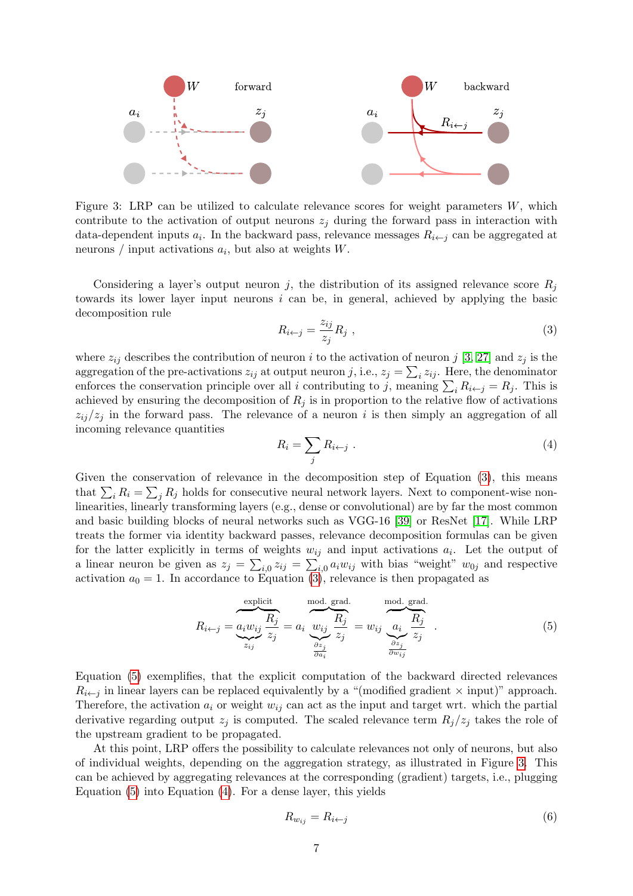W forward

$a_i$ $z_j$

W backward

$a_i$ $R_{i \leftarrow j}$ $z_j$

Figure 3: LRP can be utilized to calculate relevance scores for weight parameters $W$, which contribute to the activation of output neurons $z_j$ during the forward pass in interaction with data-dependent inputs $a_i$. In the backward pass, relevance messages $R_{i \leftarrow j}$ can be aggregated at neurons / input activations $a_i$, but also at weights $W$.

Considering a layer's output neuron $j$, the distribution of its assigned relevance score $R_j$ towards its lower layer input neurons $i$ can be, in general, achieved by applying the basic decomposition rule

$$R_{i \leftarrow j} = \frac{z_{ij}}{z_j} R_j \ , \tag{3}$$

where $z_{ij}$ describes the contribution of neuron $i$ to the activation of neuron $j$ [3, 27] and $z_j$ is the aggregation of the pre-activations $z_{ij}$ at output neuron $j$, i.e., $z_j = \sum_i z_{ij}$. Here, the denominator enforces the conservation principle over all $i$ contributing to $j$, meaning $\sum_i R_{i \leftarrow j} = R_j$. This is achieved by ensuring the decomposition of $R_j$ is in proportion to the relative flow of activations $z_{ij}/z_j$ in the forward pass. The relevance of a neuron $i$ is then simply an aggregation of all incoming relevance quantities

$$R_i = \sum_j R_{i \leftarrow j} \ . \tag{4}$$

Given the conservation of relevance in the decomposition step of Equation (3), this means that $\sum_i R_i = \sum_j R_j$ holds for consecutive neural network layers. Next to component-wise non-linearities, linearly transforming layers (e.g., dense or convolutional) are by far the most common and basic building blocks of neural networks such as VGG-16 [39] or ResNet [17]. While LRP treats the former via identity backward passes, relevance decomposition formulas can be given for the latter explicitly in terms of weights $w_{ij}$ and input activations $a_i$. Let the output of a linear neuron be given as $z_j = \sum_{i,0} z_{ij} = \sum_{i,0} a_i w_{ij}$ with bias "weight" $w_{0j}$ and respective activation $a_0 = 1$. In accordance to Equation (3), relevance is then propagated as

$$R_{i \leftarrow j} = \overbrace{\underbrace{a_i w_{ij}}_{z_{ij}} \frac{R_j}{z_j}}^{\text{explicit}} = a_i \overbrace{\underbrace{w_{ij}}_{\frac{\partial z_j}{\partial a_i}} \frac{R_j}{z_j}}^{\text{mod. grad.}} = w_{ij} \overbrace{\underbrace{a_i}_{\frac{\partial z_j}{\partial w_{ij}}} \frac{R_j}{z_j}}^{\text{mod. grad.}} \ . \tag{5}$$

Equation (5) exemplifies, that the explicit computation of the backward directed relevances $R_{i \leftarrow j}$ in linear layers can be replaced equivalently by a "(modified gradient × input)" approach. Therefore, the activation $a_i$ or weight $w_{ij}$ can act as the input and target wrt. which the partial derivative regarding output $z_j$ is computed. The scaled relevance term $R_j/z_j$ takes the role of the upstream gradient to be propagated.

At this point, LRP offers the possibility to calculate relevances not only of neurons, but also of individual weights, depending on the aggregation strategy, as illustrated in Figure 3. This can be achieved by aggregating relevances at the corresponding (gradient) targets, i.e., plugging Equation (5) into Equation (4). For a dense layer, this yields

$$R_{w_{ij}} = R_{i \leftarrow j} \tag{6}$$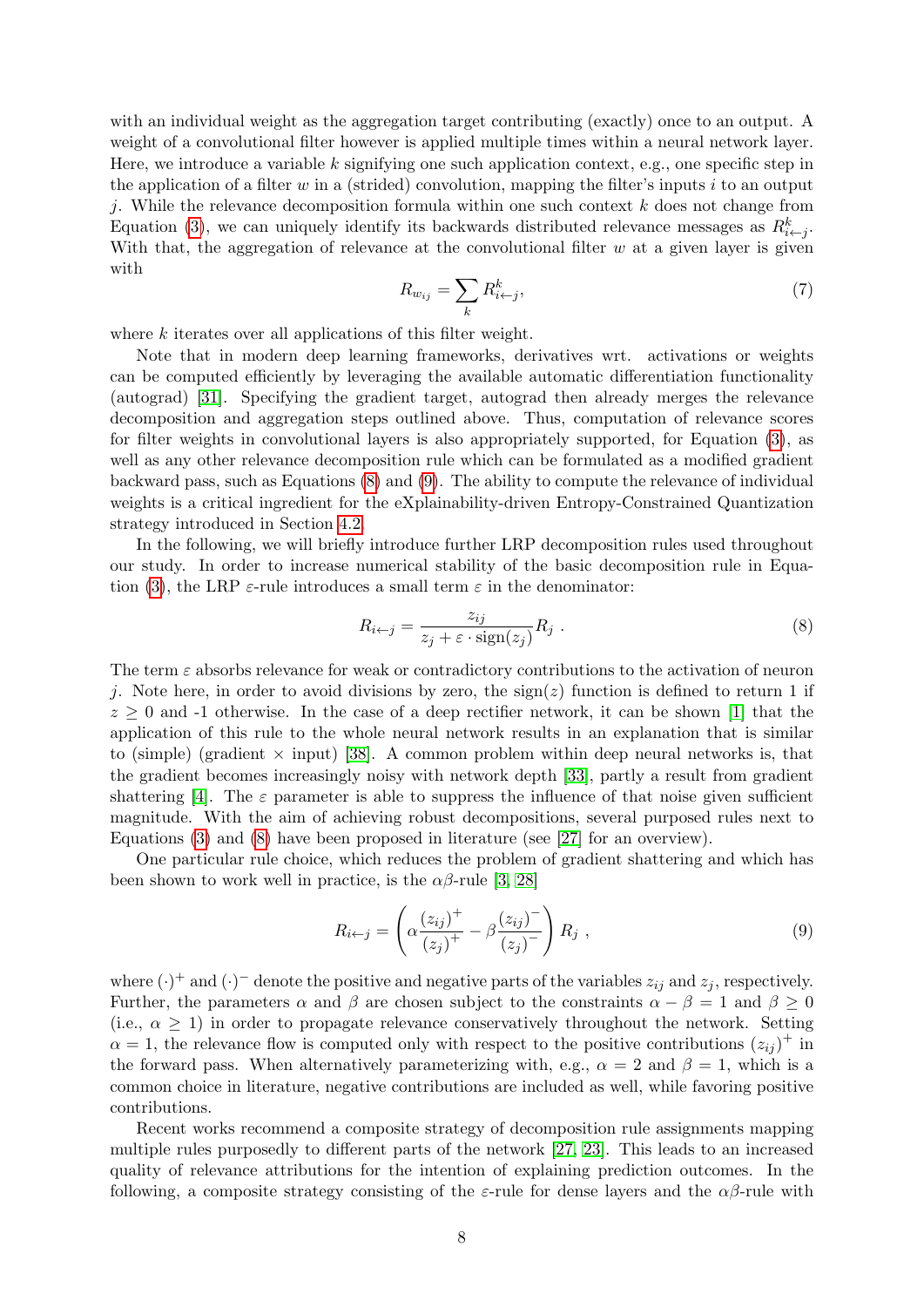with an individual weight as the aggregation target contributing (exactly) once to an output. A weight of a convolutional filter however is applied multiple times within a neural network layer. Here, we introduce a variable $k$ signifying one such application context, e.g., one specific step in the application of a filter $w$ in a (strided) convolution, mapping the filter's inputs $i$ to an output $j$. While the relevance decomposition formula within one such context $k$ does not change from Equation (3), we can uniquely identify its backwards distributed relevance messages as $R^k_{i\leftarrow j}$. With that, the aggregation of relevance at the convolutional filter $w$ at a given layer is given with

$$R_{w_{ij}} = \sum_k R^k_{i\leftarrow j}, \tag{7}$$

where $k$ iterates over all applications of this filter weight.

Note that in modern deep learning frameworks, derivatives wrt. activations or weights can be computed efficiently by leveraging the available automatic differentiation functionality (autograd) [31]. Specifying the gradient target, autograd then already merges the relevance decomposition and aggregation steps outlined above. Thus, computation of relevance scores for filter weights in convolutional layers is also appropriately supported, for Equation (3), as well as any other relevance decomposition rule which can be formulated as a modified gradient backward pass, such as Equations (8) and (9). The ability to compute the relevance of individual weights is a critical ingredient for the eXplainability-driven Entropy-Constrained Quantization strategy introduced in Section 4.2.

In the following, we will briefly introduce further LRP decomposition rules used throughout our study. In order to increase numerical stability of the basic decomposition rule in Equation (3), the LRP $\varepsilon$-rule introduces a small term $\varepsilon$ in the denominator:

$$R_{i\leftarrow j} = \frac{z_{ij}}{z_j + \varepsilon \cdot \operatorname{sign}(z_j)} R_j \ . \tag{8}$$

The term $\varepsilon$ absorbs relevance for weak or contradictory contributions to the activation of neuron $j$. Note here, in order to avoid divisions by zero, the $\operatorname{sign}(z)$ function is defined to return 1 if $z \geq 0$ and -1 otherwise. In the case of a deep rectifier network, it can be shown [1] that the application of this rule to the whole neural network results in an explanation that is similar to (simple) (gradient $\times$ input) [38]. A common problem within deep neural networks is, that the gradient becomes increasingly noisy with network depth [33], partly a result from gradient shattering [4]. The $\varepsilon$ parameter is able to suppress the influence of that noise given sufficient magnitude. With the aim of achieving robust decompositions, several purposed rules next to Equations (3) and (8) have been proposed in literature (see [27] for an overview).

One particular rule choice, which reduces the problem of gradient shattering and which has been shown to work well in practice, is the $\alpha\beta$-rule [3, 28]

$$R_{i\leftarrow j} = \left( \alpha \frac{(z_{ij})^+}{(z_j)^+} - \beta \frac{(z_{ij})^-}{(z_j)^-} \right) R_j \ , \tag{9}$$

where $(\cdot)^+$ and $(\cdot)^-$ denote the positive and negative parts of the variables $z_{ij}$ and $z_j$, respectively. Further, the parameters $\alpha$ and $\beta$ are chosen subject to the constraints $\alpha - \beta = 1$ and $\beta \geq 0$ (i.e., $\alpha \geq 1$) in order to propagate relevance conservatively throughout the network. Setting $\alpha = 1$, the relevance flow is computed only with respect to the positive contributions $(z_{ij})^+$ in the forward pass. When alternatively parameterizing with, e.g., $\alpha = 2$ and $\beta = 1$, which is a common choice in literature, negative contributions are included as well, while favoring positive contributions.

Recent works recommend a composite strategy of decomposition rule assignments mapping multiple rules purposedly to different parts of the network [27, 23]. This leads to an increased quality of relevance attributions for the intention of explaining prediction outcomes. In the following, a composite strategy consisting of the $\varepsilon$-rule for dense layers and the $\alpha\beta$-rule with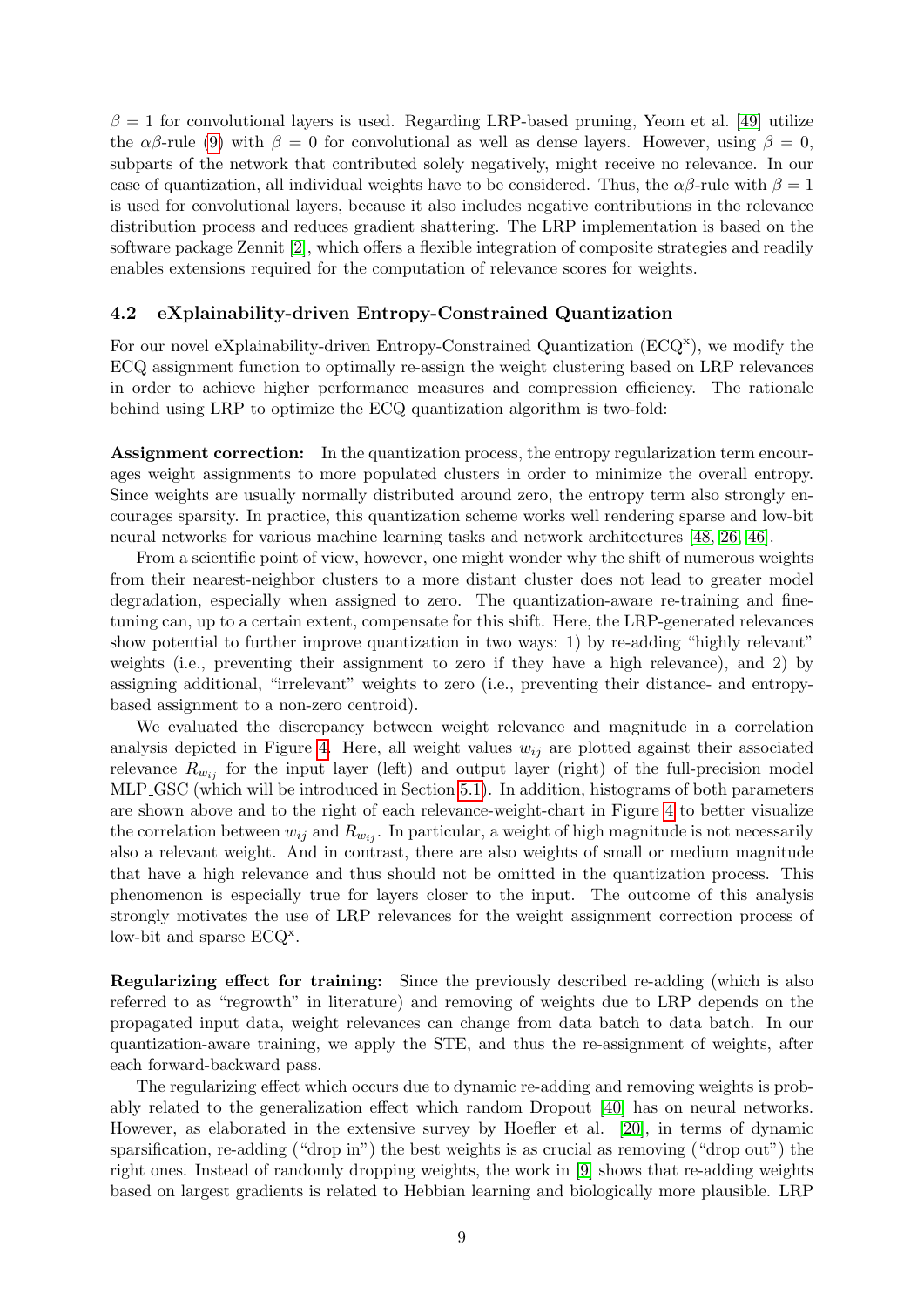$\beta = 1$ for convolutional layers is used. Regarding LRP-based pruning, Yeom et al. [49] utilize the $\alpha\beta$-rule (9) with $\beta = 0$ for convolutional as well as dense layers. However, using $\beta = 0$, subparts of the network that contributed solely negatively, might receive no relevance. In our case of quantization, all individual weights have to be considered. Thus, the $\alpha\beta$-rule with $\beta = 1$ is used for convolutional layers, because it also includes negative contributions in the relevance distribution process and reduces gradient shattering. The LRP implementation is based on the software package Zennit [2], which offers a flexible integration of composite strategies and readily enables extensions required for the computation of relevance scores for weights.

### 4.2 eXplainability-driven Entropy-Constrained Quantization

For our novel eXplainability-driven Entropy-Constrained Quantization (ECQ$^{\text{x}}$), we modify the ECQ assignment function to optimally re-assign the weight clustering based on LRP relevances in order to achieve higher performance measures and compression efficiency. The rationale behind using LRP to optimize the ECQ quantization algorithm is two-fold:

**Assignment correction:** In the quantization process, the entropy regularization term encourages weight assignments to more populated clusters in order to minimize the overall entropy. Since weights are usually normally distributed around zero, the entropy term also strongly encourages sparsity. In practice, this quantization scheme works well rendering sparse and low-bit neural networks for various machine learning tasks and network architectures [48, 26, 46].

From a scientific point of view, however, one might wonder why the shift of numerous weights from their nearest-neighbor clusters to a more distant cluster does not lead to greater model degradation, especially when assigned to zero. The quantization-aware re-training and fine-tuning can, up to a certain extent, compensate for this shift. Here, the LRP-generated relevances show potential to further improve quantization in two ways: 1) by re-adding "highly relevant" weights (i.e., preventing their assignment to zero if they have a high relevance), and 2) by assigning additional, "irrelevant" weights to zero (i.e., preventing their distance- and entropy-based assignment to a non-zero centroid).

We evaluated the discrepancy between weight relevance and magnitude in a correlation analysis depicted in Figure 4. Here, all weight values $w_{ij}$ are plotted against their associated relevance $R_{w_{ij}}$ for the input layer (left) and output layer (right) of the full-precision model MLP_GSC (which will be introduced in Section 5.1). In addition, histograms of both parameters are shown above and to the right of each relevance-weight-chart in Figure 4 to better visualize the correlation between $w_{ij}$ and $R_{w_{ij}}$. In particular, a weight of high magnitude is not necessarily also a relevant weight. And in contrast, there are also weights of small or medium magnitude that have a high relevance and thus should not be omitted in the quantization process. This phenomenon is especially true for layers closer to the input. The outcome of this analysis strongly motivates the use of LRP relevances for the weight assignment correction process of low-bit and sparse ECQ$^{\text{x}}$.

**Regularizing effect for training:** Since the previously described re-adding (which is also referred to as "regrowth" in literature) and removing of weights due to LRP depends on the propagated input data, weight relevances can change from data batch to data batch. In our quantization-aware training, we apply the STE, and thus the re-assignment of weights, after each forward-backward pass.

The regularizing effect which occurs due to dynamic re-adding and removing weights is probably related to the generalization effect which random Dropout [40] has on neural networks. However, as elaborated in the extensive survey by Hoefler et al. [20], in terms of dynamic sparsification, re-adding ("drop in") the best weights is as crucial as removing ("drop out") the right ones. Instead of randomly dropping weights, the work in [9] shows that re-adding weights based on largest gradients is related to Hebbian learning and biologically more plausible. LRP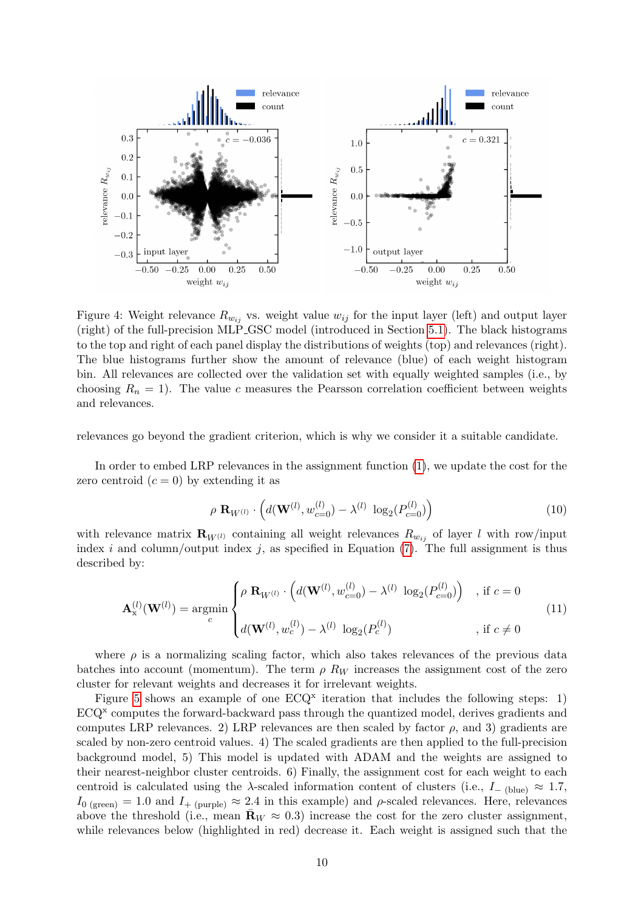relevance
count

relevance $R_{w_{ij}}$

$c = -0.036$

input layer

weight $w_{ij}$

relevance
count

relevance $R_{w_{ij}}$

$c = 0.321$

output layer

weight $w_{ij}$

Figure 4: Weight relevance $R_{w_{ij}}$ vs. weight value $w_{ij}$ for the input layer (left) and output layer (right) of the full-precision MLP_GSC model (introduced in Section 5.1). The black histograms to the top and right of each panel display the distributions of weights (top) and relevances (right). The blue histograms further show the amount of relevance (blue) of each weight histogram bin. All relevances are collected over the validation set with equally weighted samples (i.e., by choosing $R_n = 1$). The value $c$ measures the Pearsson correlation coefficient between weights and relevances.

relevances go beyond the gradient criterion, which is why we consider it a suitable candidate.

In order to embed LRP relevances in the assignment function (1), we update the cost for the zero centroid ($c = 0$) by extending it as

$$\rho \ \mathbf{R}_{W^{(l)}} \cdot \left( d(\mathbf{W}^{(l)}, w_{c=0}^{(l)}) - \lambda^{(l)} \ \log_2(P_{c=0}^{(l)}) \right) \tag{10}$$

with relevance matrix $\mathbf{R}_{W^{(l)}}$ containing all weight relevances $R_{w_{ij}}$ of layer $l$ with row/input index $i$ and column/output index $j$, as specified in Equation (7). The full assignment is thus described by:

$$\mathbf{A}_{\mathrm{x}}^{(l)}(\mathbf{W}^{(l)}) = \underset{c}{\operatorname{argmin}} \begin{cases} \rho \ \mathbf{R}_{W^{(l)}} \cdot \left( d(\mathbf{W}^{(l)}, w_{c=0}^{(l)}) - \lambda^{(l)} \ \log_2(P_{c=0}^{(l)}) \right) & , \text{if } c = 0 \\ d(\mathbf{W}^{(l)}, w_{c}^{(l)}) - \lambda^{(l)} \ \log_2(P_{c}^{(l)}) & , \text{if } c \neq 0 \end{cases} \tag{11}$$

where $\rho$ is a normalizing scaling factor, which also takes relevances of the previous data batches into account (momentum). The term $\rho \ R_W$ increases the assignment cost of the zero cluster for relevant weights and decreases it for irrelevant weights.

Figure 5 shows an example of one ECQ$^{\mathrm{x}}$ iteration that includes the following steps: 1) ECQ$^{\mathrm{x}}$ computes the forward-backward pass through the quantized model, derives gradients and computes LRP relevances. 2) LRP relevances are then scaled by factor $\rho$, and 3) gradients are scaled by non-zero centroid values. 4) The scaled gradients are then applied to the full-precision background model, 5) This model is updated with ADAM and the weights are assigned to their nearest-neighbor cluster centroids. 6) Finally, the assignment cost for each weight to each centroid is calculated using the $\lambda$-scaled information content of clusters (i.e., $I_{-\text{ (blue)}} \approx 1.7$, $I_{0 \text{ (green)}} = 1.0$ and $I_{+ \text{ (purple)}} \approx 2.4$ in this example) and $\rho$-scaled relevances. Here, relevances above the threshold (i.e., mean $\bar{\mathbf{R}}_W \approx 0.3$) increase the cost for the zero cluster assignment, while relevances below (highlighted in red) decrease it. Each weight is assigned such that the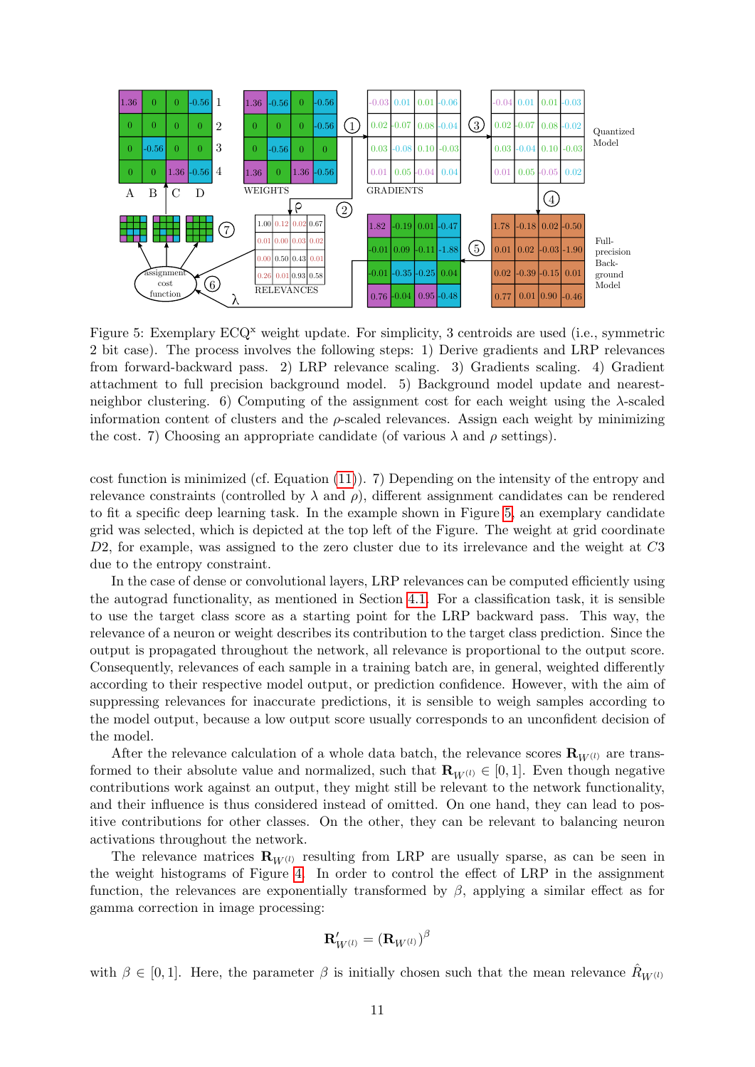Figure 5: Exemplary ECQ$^x$ weight update. For simplicity, 3 centroids are used (i.e., symmetric 2 bit case). The process involves the following steps: 1) Derive gradients and LRP relevances from forward-backward pass. 2) LRP relevance scaling. 3) Gradients scaling. 4) Gradient attachment to full precision background model. 5) Background model update and nearest-neighbor clustering. 6) Computing of the assignment cost for each weight using the $\lambda$-scaled information content of clusters and the $\rho$-scaled relevances. Assign each weight by minimizing the cost. 7) Choosing an appropriate candidate (of various $\lambda$ and $\rho$ settings).

cost function is minimized (cf. Equation (11)). 7) Depending on the intensity of the entropy and relevance constraints (controlled by $\lambda$ and $\rho$), different assignment candidates can be rendered to fit a specific deep learning task. In the example shown in Figure 5, an exemplary candidate grid was selected, which is depicted at the top left of the Figure. The weight at grid coordinate $D2$, for example, was assigned to the zero cluster due to its irrelevance and the weight at $C3$ due to the entropy constraint.

In the case of dense or convolutional layers, LRP relevances can be computed efficiently using the autograd functionality, as mentioned in Section 4.1. For a classification task, it is sensible to use the target class score as a starting point for the LRP backward pass. This way, the relevance of a neuron or weight describes its contribution to the target class prediction. Since the output is propagated throughout the network, all relevance is proportional to the output score. Consequently, relevances of each sample in a training batch are, in general, weighted differently according to their respective model output, or prediction confidence. However, with the aim of suppressing relevances for inaccurate predictions, it is sensible to weigh samples according to the model output, because a low output score usually corresponds to an unconfident decision of the model.

After the relevance calculation of a whole data batch, the relevance scores $\mathbf{R}_{W^{(l)}}$ are transformed to their absolute value and normalized, such that $\mathbf{R}_{W^{(l)}} \in [0, 1]$. Even though negative contributions work against an output, they might still be relevant to the network functionality, and their influence is thus considered instead of omitted. On one hand, they can lead to positive contributions for other classes. On the other, they can be relevant to balancing neuron activations throughout the network.

The relevance matrices $\mathbf{R}_{W^{(l)}}$ resulting from LRP are usually sparse, as can be seen in the weight histograms of Figure 4. In order to control the effect of LRP in the assignment function, the relevances are exponentially transformed by $\beta$, applying a similar effect as for gamma correction in image processing:

$$\mathbf{R}'_{W^{(l)}} = (\mathbf{R}_{W^{(l)}})^{\beta}$$

with $\beta \in [0, 1]$. Here, the parameter $\beta$ is initially chosen such that the mean relevance $\hat{R}_{W^{(l)}}$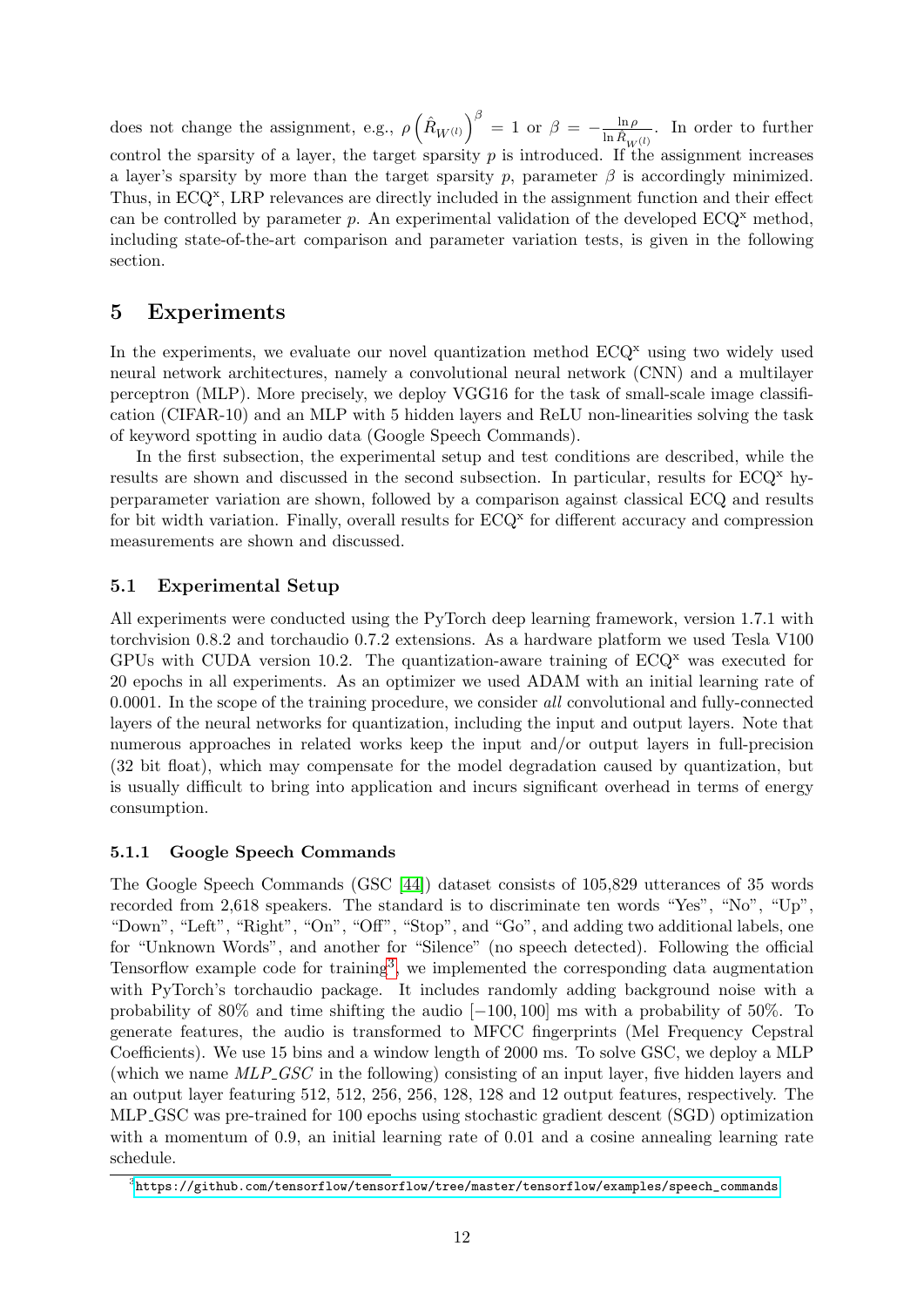does not change the assignment, e.g., $\rho\left(\hat{R}_{W^{(l)}}\right)^{\beta} = 1$ or $\beta = -\frac{\ln \rho}{\ln \hat{R}_{W^{(l)}}}$. In order to further control the sparsity of a layer, the target sparsity $p$ is introduced. If the assignment increases a layer's sparsity by more than the target sparsity $p$, parameter $\beta$ is accordingly minimized. Thus, in ECQ$^{\text{x}}$, LRP relevances are directly included in the assignment function and their effect can be controlled by parameter $p$. An experimental validation of the developed ECQ$^{\text{x}}$ method, including state-of-the-art comparison and parameter variation tests, is given in the following section.

# 5 Experiments

In the experiments, we evaluate our novel quantization method ECQ$^{\text{x}}$ using two widely used neural network architectures, namely a convolutional neural network (CNN) and a multilayer perceptron (MLP). More precisely, we deploy VGG16 for the task of small-scale image classification (CIFAR-10) and an MLP with 5 hidden layers and ReLU non-linearities solving the task of keyword spotting in audio data (Google Speech Commands).

In the first subsection, the experimental setup and test conditions are described, while the results are shown and discussed in the second subsection. In particular, results for ECQ$^{\text{x}}$ hyperparameter variation are shown, followed by a comparison against classical ECQ and results for bit width variation. Finally, overall results for ECQ$^{\text{x}}$ for different accuracy and compression measurements are shown and discussed.

## 5.1 Experimental Setup

All experiments were conducted using the PyTorch deep learning framework, version 1.7.1 with torchvision 0.8.2 and torchaudio 0.7.2 extensions. As a hardware platform we used Tesla V100 GPUs with CUDA version 10.2. The quantization-aware training of ECQ$^{\text{x}}$ was executed for 20 epochs in all experiments. As an optimizer we used ADAM with an initial learning rate of 0.0001. In the scope of the training procedure, we consider *all* convolutional and fully-connected layers of the neural networks for quantization, including the input and output layers. Note that numerous approaches in related works keep the input and/or output layers in full-precision (32 bit float), which may compensate for the model degradation caused by quantization, but is usually difficult to bring into application and incurs significant overhead in terms of energy consumption.

### 5.1.1 Google Speech Commands

The Google Speech Commands (GSC [44]) dataset consists of 105,829 utterances of 35 words recorded from 2,618 speakers. The standard is to discriminate ten words "Yes", "No", "Up", "Down", "Left", "Right", "On", "Off", "Stop", and "Go", and adding two additional labels, one for "Unknown Words", and another for "Silence" (no speech detected). Following the official Tensorflow example code for training[3], we implemented the corresponding data augmentation with PyTorch's torchaudio package. It includes randomly adding background noise with a probability of 80% and time shifting the audio $[-100, 100]$ ms with a probability of 50%. To generate features, the audio is transformed to MFCC fingerprints (Mel Frequency Cepstral Coefficients). We use 15 bins and a window length of 2000 ms. To solve GSC, we deploy a MLP (which we name *MLP_GSC* in the following) consisting of an input layer, five hidden layers and an output layer featuring 512, 512, 256, 256, 128, 128 and 12 output features, respectively. The MLP_GSC was pre-trained for 100 epochs using stochastic gradient descent (SGD) optimization with a momentum of 0.9, an initial learning rate of 0.01 and a cosine annealing learning rate schedule.

[3] https://github.com/tensorflow/tensorflow/tree/master/tensorflow/examples/speech_commands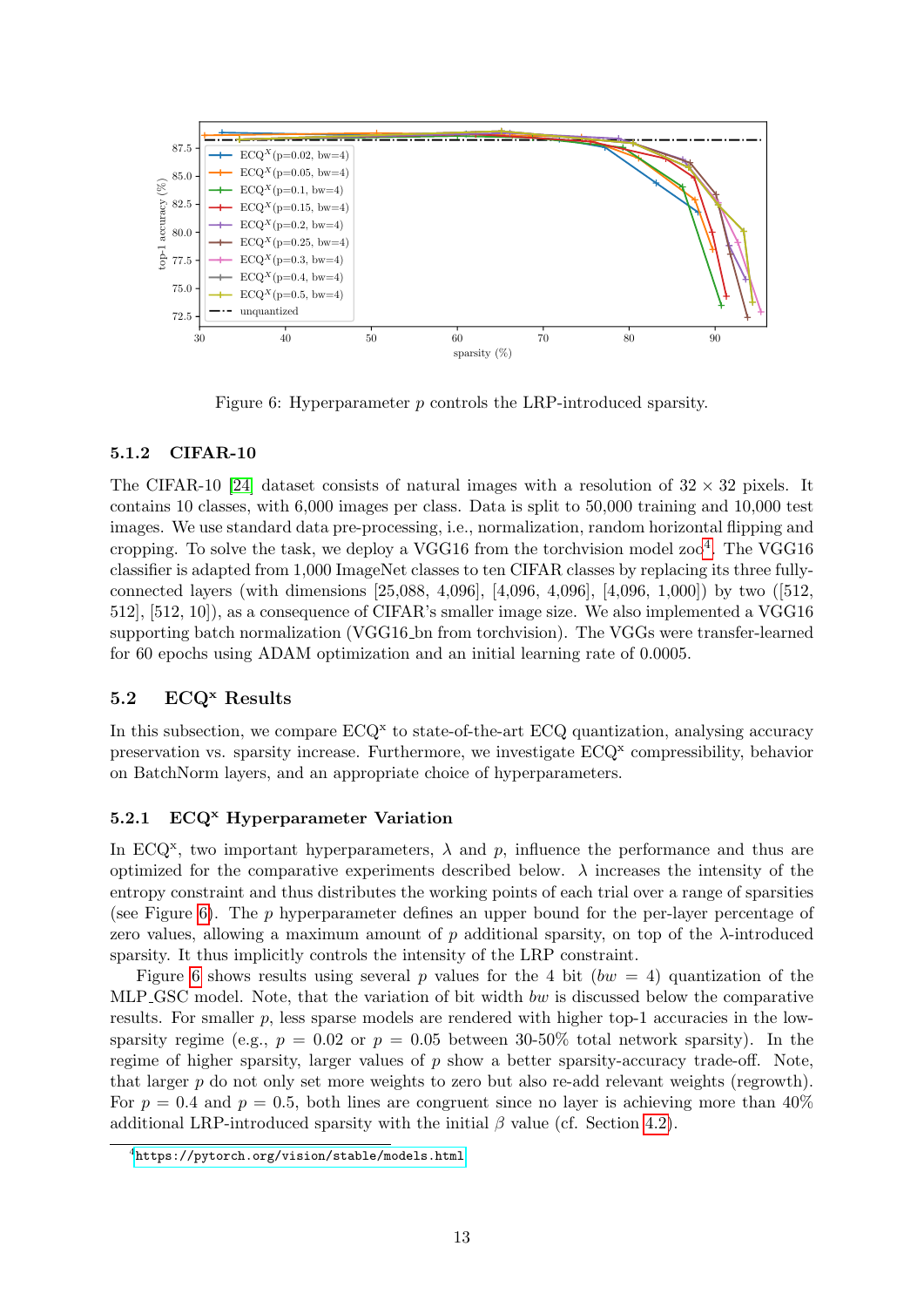Figure 6: Hyperparameter $p$ controls the LRP-introduced sparsity.

### 5.1.2 CIFAR-10

The CIFAR-10 [24] dataset consists of natural images with a resolution of $32 \times 32$ pixels. It contains 10 classes, with 6,000 images per class. Data is split to 50,000 training and 10,000 test images. We use standard data pre-processing, i.e., normalization, random horizontal flipping and cropping. To solve the task, we deploy a VGG16 from the torchvision model zoo[4]. The VGG16 classifier is adapted from 1,000 ImageNet classes to ten CIFAR classes by replacing its three fully-connected layers (with dimensions [25,088, 4,096], [4,096, 4,096], [4,096, 1,000]) by two ([512, 512], [512, 10]), as a consequence of CIFAR's smaller image size. We also implemented a VGG16 supporting batch normalization (VGG16_bn from torchvision). The VGGs were transfer-learned for 60 epochs using ADAM optimization and an initial learning rate of 0.0005.

## 5.2 ECQ$^\text{x}$ Results

In this subsection, we compare ECQ$^\text{x}$ to state-of-the-art ECQ quantization, analysing accuracy preservation vs. sparsity increase. Furthermore, we investigate ECQ$^\text{x}$ compressibility, behavior on BatchNorm layers, and an appropriate choice of hyperparameters.

### 5.2.1 ECQ$^\text{x}$ Hyperparameter Variation

In ECQ$^\text{x}$, two important hyperparameters, $\lambda$ and $p$, influence the performance and thus are optimized for the comparative experiments described below. $\lambda$ increases the intensity of the entropy constraint and thus distributes the working points of each trial over a range of sparsities (see Figure 6). The $p$ hyperparameter defines an upper bound for the per-layer percentage of zero values, allowing a maximum amount of $p$ additional sparsity, on top of the $\lambda$-introduced sparsity. It thus implicitly controls the intensity of the LRP constraint.

Figure 6 shows results using several $p$ values for the 4 bit ($bw = 4$) quantization of the MLP_GSC model. Note, that the variation of bit width $bw$ is discussed below the comparative results. For smaller $p$, less sparse models are rendered with higher top-1 accuracies in the low-sparsity regime (e.g., $p = 0.02$ or $p = 0.05$ between 30-50% total network sparsity). In the regime of higher sparsity, larger values of $p$ show a better sparsity-accuracy trade-off. Note, that larger $p$ do not only set more weights to zero but also re-add relevant weights (regrowth). For $p = 0.4$ and $p = 0.5$, both lines are congruent since no layer is achieving more than 40% additional LRP-introduced sparsity with the initial $\beta$ value (cf. Section 4.2).

[4] https://pytorch.org/vision/stable/models.html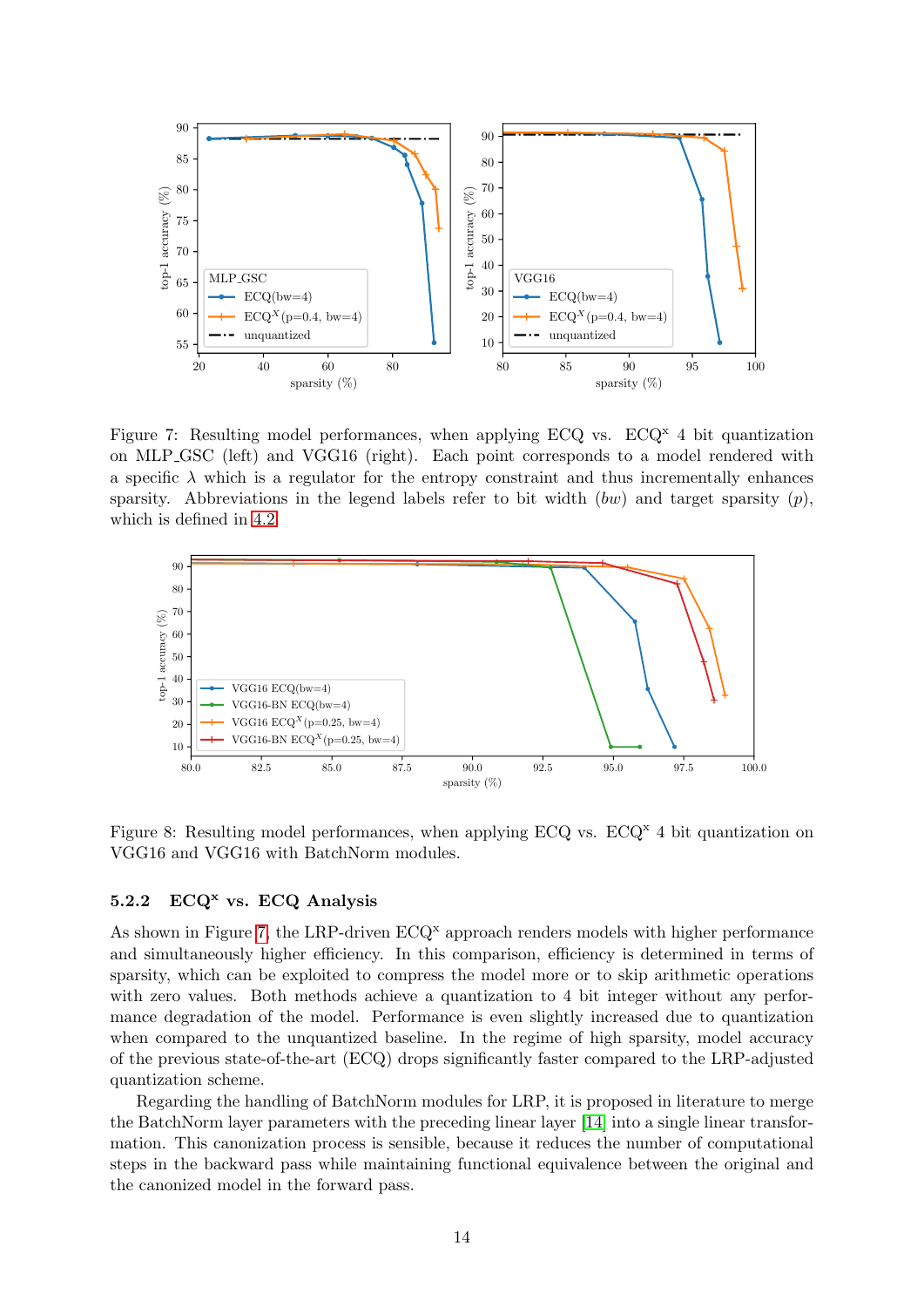MLP_GSC

ECQ(bw=4)

ECQ$^X$(p=0.4, bw=4)

unquantized

top-1 accuracy (%)

sparsity (%)

90
85
80
75
70
65
60
55

20
40
60
80

VGG16

ECQ(bw=4)

ECQ$^X$(p=0.4, bw=4)

unquantized

top-1 accuracy (%)

sparsity (%)

90
80
70
60
50
40
30
20
10

80
85
90
95
100

Figure 7: Resulting model performances, when applying ECQ vs. ECQ$^x$ 4 bit quantization on MLP_GSC (left) and VGG16 (right). Each point corresponds to a model rendered with a specific $\lambda$ which is a regulator for the entropy constraint and thus incrementally enhances sparsity. Abbreviations in the legend labels refer to bit width (*bw*) and target sparsity (*p*), which is defined in 4.2.

VGG16 ECQ(bw=4)

VGG16-BN ECQ(bw=4)

VGG16 ECQ$^X$(p=0.25, bw=4)

VGG16-BN ECQ$^X$(p=0.25, bw=4)

top-1 accuracy (%)

sparsity (%)

90
80
70
60
50
40
30
20
10

80.0
82.5
85.0
87.5
90.0
92.5
95.0
97.5
100.0

Figure 8: Resulting model performances, when applying ECQ vs. ECQ$^x$ 4 bit quantization on VGG16 and VGG16 with BatchNorm modules.

### 5.2.2 ECQ$^x$ vs. ECQ Analysis

As shown in Figure 7, the LRP-driven ECQ$^x$ approach renders models with higher performance and simultaneously higher efficiency. In this comparison, efficiency is determined in terms of sparsity, which can be exploited to compress the model more or to skip arithmetic operations with zero values. Both methods achieve a quantization to 4 bit integer without any performance degradation of the model. Performance is even slightly increased due to quantization when compared to the unquantized baseline. In the regime of high sparsity, model accuracy of the previous state-of-the-art (ECQ) drops significantly faster compared to the LRP-adjusted quantization scheme.

Regarding the handling of BatchNorm modules for LRP, it is proposed in literature to merge the BatchNorm layer parameters with the preceding linear layer [14] into a single linear transformation. This canonization process is sensible, because it reduces the number of computational steps in the backward pass while maintaining functional equivalence between the original and the canonized model in the forward pass.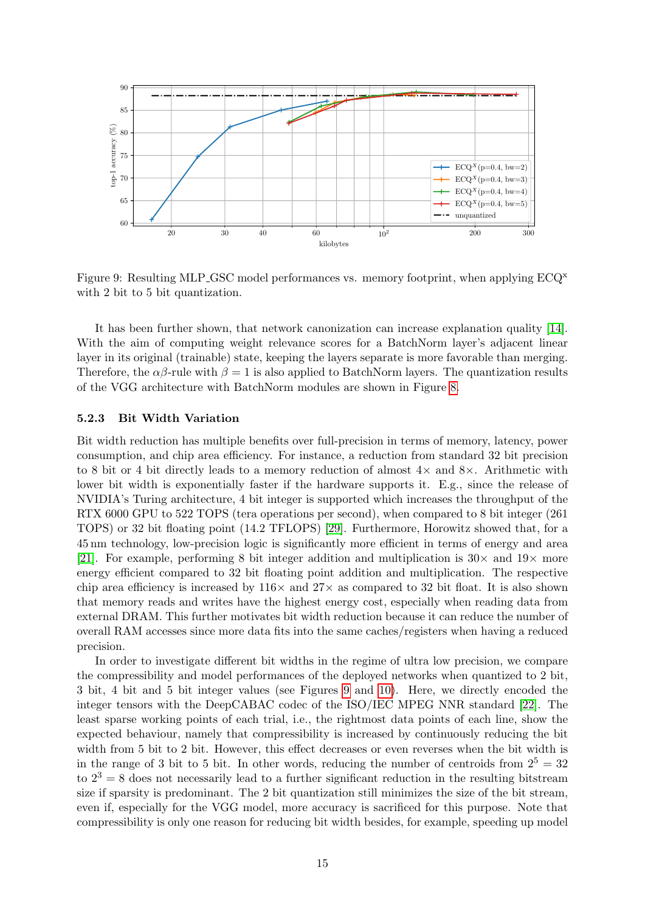top-1 accuracy (%)
90
85
80
75
70
65
60
20
30
40
60
$10^2$
200
300
kilobytes
ECQ$^X$(p=0.4, bw=2)
ECQ$^X$(p=0.4, bw=3)
ECQ$^X$(p=0.4, bw=4)
ECQ$^X$(p=0.4, bw=5)
unquantized

Figure 9: Resulting MLP_GSC model performances vs. memory footprint, when applying ECQ$^x$ with 2 bit to 5 bit quantization.

It has been further shown, that network canonization can increase explanation quality [14]. With the aim of computing weight relevance scores for a BatchNorm layer's adjacent linear layer in its original (trainable) state, keeping the layers separate is more favorable than merging. Therefore, the $\alpha\beta$-rule with $\beta = 1$ is also applied to BatchNorm layers. The quantization results of the VGG architecture with BatchNorm modules are shown in Figure 8.

### 5.2.3 Bit Width Variation

Bit width reduction has multiple benefits over full-precision in terms of memory, latency, power consumption, and chip area efficiency. For instance, a reduction from standard 32 bit precision to 8 bit or 4 bit directly leads to a memory reduction of almost 4× and 8×. Arithmetic with lower bit width is exponentially faster if the hardware supports it. E.g., since the release of NVIDIA's Turing architecture, 4 bit integer is supported which increases the throughput of the RTX 6000 GPU to 522 TOPS (tera operations per second), when compared to 8 bit integer (261 TOPS) or 32 bit floating point (14.2 TFLOPS) [29]. Furthermore, Horowitz showed that, for a 45 nm technology, low-precision logic is significantly more efficient in terms of energy and area [21]. For example, performing 8 bit integer addition and multiplication is 30× and 19× more energy efficient compared to 32 bit floating point addition and multiplication. The respective chip area efficiency is increased by 116× and 27× as compared to 32 bit float. It is also shown that memory reads and writes have the highest energy cost, especially when reading data from external DRAM. This further motivates bit width reduction because it can reduce the number of overall RAM accesses since more data fits into the same caches/registers when having a reduced precision.

In order to investigate different bit widths in the regime of ultra low precision, we compare the compressibility and model performances of the deployed networks when quantized to 2 bit, 3 bit, 4 bit and 5 bit integer values (see Figures 9 and 10). Here, we directly encoded the integer tensors with the DeepCABAC codec of the ISO/IEC MPEG NNR standard [22]. The least sparse working points of each trial, i.e., the rightmost data points of each line, show the expected behaviour, namely that compressibility is increased by continuously reducing the bit width from 5 bit to 2 bit. However, this effect decreases or even reverses when the bit width is in the range of 3 bit to 5 bit. In other words, reducing the number of centroids from $2^5 = 32$ to $2^3 = 8$ does not necessarily lead to a further significant reduction in the resulting bitstream size if sparsity is predominant. The 2 bit quantization still minimizes the size of the bit stream, even if, especially for the VGG model, more accuracy is sacrificed for this purpose. Note that compressibility is only one reason for reducing bit width besides, for example, speeding up model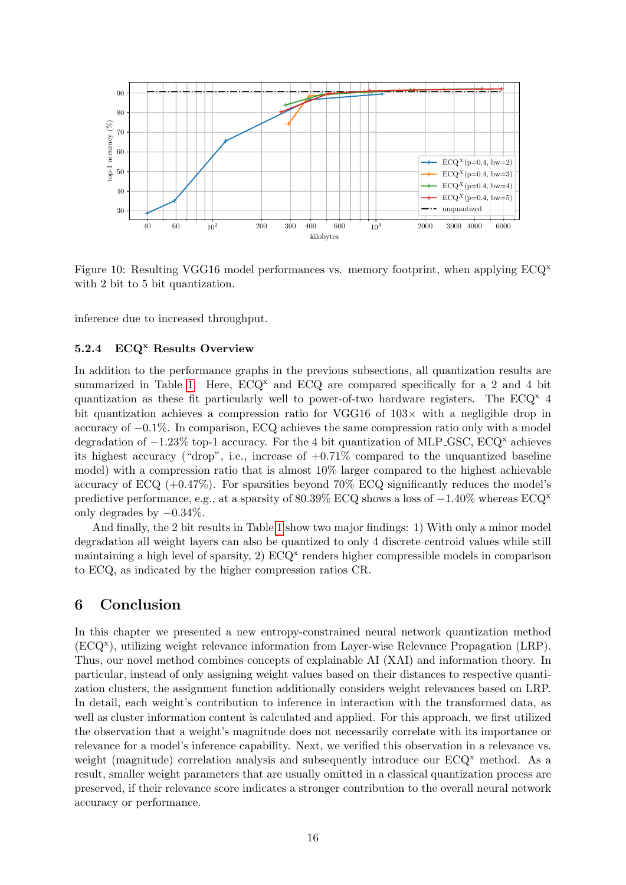top-1 accuracy (%)

90
80
70
60
50
40
30

40 60 $10^2$ 200 300 400 600 $10^3$ 2000 3000 4000 6000

kilobytes

ECQ$^X$(p=0.4, bw=2)
ECQ$^X$(p=0.4, bw=3)
ECQ$^X$(p=0.4, bw=4)
ECQ$^X$(p=0.4, bw=5)
unquantized

Figure 10: Resulting VGG16 model performances vs. memory footprint, when applying ECQ$^x$ with 2 bit to 5 bit quantization.

inference due to increased throughput.

### 5.2.4 ECQ$^x$ Results Overview

In addition to the performance graphs in the previous subsections, all quantization results are summarized in Table 1. Here, ECQ$^x$ and ECQ are compared specifically for a 2 and 4 bit quantization as these fit particularly well to power-of-two hardware registers. The ECQ$^x$ 4 bit quantization achieves a compression ratio for VGG16 of 103× with a negligible drop in accuracy of −0.1%. In comparison, ECQ achieves the same compression ratio only with a model degradation of −1.23% top-1 accuracy. For the 4 bit quantization of MLP_GSC, ECQ$^x$ achieves its highest accuracy ("drop", i.e., increase of +0.71% compared to the unquantized baseline model) with a compression ratio that is almost 10% larger compared to the highest achievable accuracy of ECQ (+0.47%). For sparsities beyond 70% ECQ significantly reduces the model's predictive performance, e.g., at a sparsity of 80.39% ECQ shows a loss of −1.40% whereas ECQ$^x$ only degrades by −0.34%.

And finally, the 2 bit results in Table 1 show two major findings: 1) With only a minor model degradation all weight layers can also be quantized to only 4 discrete centroid values while still maintaining a high level of sparsity, 2) ECQ$^x$ renders higher compressible models in comparison to ECQ, as indicated by the higher compression ratios CR.

## 6 Conclusion

In this chapter we presented a new entropy-constrained neural network quantization method (ECQ$^x$), utilizing weight relevance information from Layer-wise Relevance Propagation (LRP). Thus, our novel method combines concepts of explainable AI (XAI) and information theory. In particular, instead of only assigning weight values based on their distances to respective quantization clusters, the assignment function additionally considers weight relevances based on LRP. In detail, each weight's contribution to inference in interaction with the transformed data, as well as cluster information content is calculated and applied. For this approach, we first utilized the observation that a weight's magnitude does not necessarily correlate with its importance or relevance for a model's inference capability. Next, we verified this observation in a relevance vs. weight (magnitude) correlation analysis and subsequently introduce our ECQ$^x$ method. As a result, smaller weight parameters that are usually omitted in a classical quantization process are preserved, if their relevance score indicates a stronger contribution to the overall neural network accuracy or performance.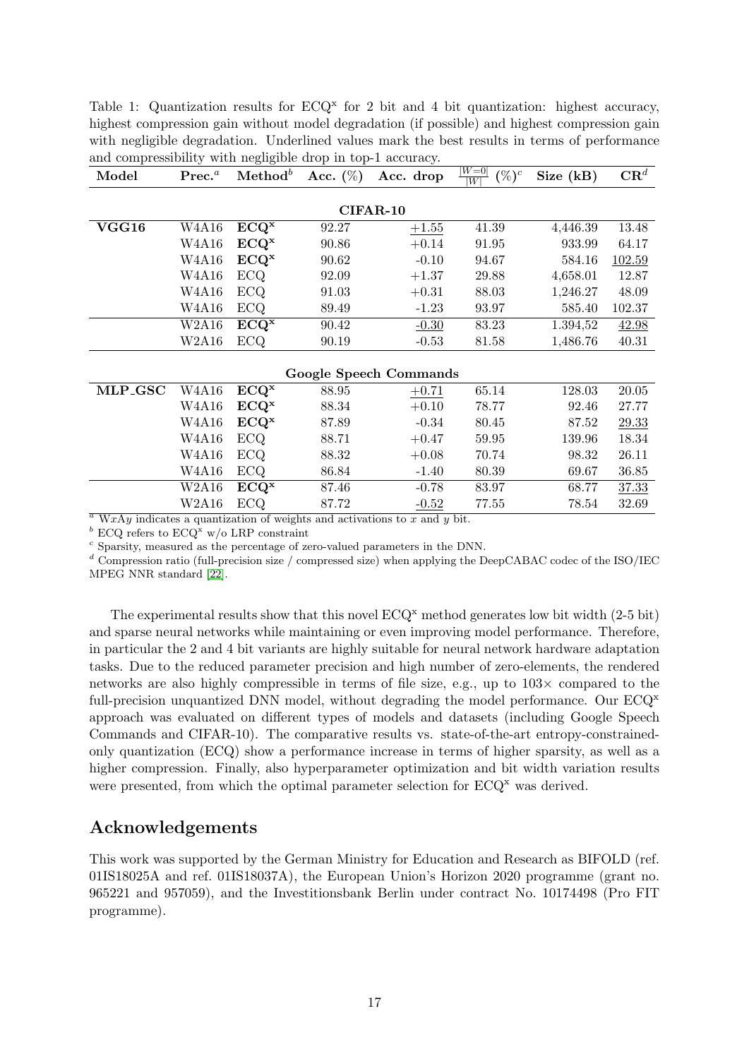Table 1: Quantization results for ECQ$^x$ for 2 bit and 4 bit quantization: highest accuracy, highest compression gain without model degradation (if possible) and highest compression gain with negligible degradation. Underlined values mark the best results in terms of performance and compressibility with negligible drop in top-1 accuracy.

| Model | Prec.[a] | Method[b] | Acc. (%) | Acc. drop | $\frac{\lvert W=0 \rvert}{\lvert W \rvert}$ (%)[c] | Size (kB) | CR[d] |
|---|---|---|---|---|---|---|---|
| | | | **CIFAR-10** | | | | |
| **VGG16** | W4A16 | **ECQ$^x$** | 92.27 | +1.55 | 41.39 | 4,446.39 | 13.48 |
| | W4A16 | **ECQ$^x$** | 90.86 | +0.14 | 91.95 | 933.99 | 64.17 |
| | W4A16 | **ECQ$^x$** | 90.62 | -0.10 | 94.67 | 584.16 | 102.59 |
| | W4A16 | ECQ | 92.09 | +1.37 | 29.88 | 4,658.01 | 12.87 |
| | W4A16 | ECQ | 91.03 | +0.31 | 88.03 | 1,246.27 | 48.09 |
| | W4A16 | ECQ | 89.49 | -1.23 | 93.97 | 585.40 | 102.37 |
| | W2A16 | **ECQ$^x$** | 90.42 | -0.30 | 83.23 | 1.394,52 | 42.98 |
| | W2A16 | ECQ | 90.19 | -0.53 | 81.58 | 1,486.76 | 40.31 |
| | | | **Google Speech Commands** | | | | |
| **MLP_GSC** | W4A16 | **ECQ$^x$** | 88.95 | +0.71 | 65.14 | 128.03 | 20.05 |
| | W4A16 | **ECQ$^x$** | 88.34 | +0.10 | 78.77 | 92.46 | 27.77 |
| | W4A16 | **ECQ$^x$** | 87.89 | -0.34 | 80.45 | 87.52 | 29.33 |
| | W4A16 | ECQ | 88.71 | +0.47 | 59.95 | 139.96 | 18.34 |
| | W4A16 | ECQ | 88.32 | +0.08 | 70.74 | 98.32 | 26.11 |
| | W4A16 | ECQ | 86.84 | -1.40 | 80.39 | 69.67 | 36.85 |
| | W2A16 | **ECQ$^x$** | 87.46 | -0.78 | 83.97 | 68.77 | 37.33 |
| | W2A16 | ECQ | 87.72 | -0.52 | 77.55 | 78.54 | 32.69 |

[a] W$x$A$y$ indicates a quantization of weights and activations to $x$ and $y$ bit.
[b] ECQ refers to ECQ$^x$ w/o LRP constraint
[c] Sparsity, measured as the percentage of zero-valued parameters in the DNN.
[d] Compression ratio (full-precision size / compressed size) when applying the DeepCABAC codec of the ISO/IEC MPEG NNR standard [22].

The experimental results show that this novel ECQ$^x$ method generates low bit width (2-5 bit) and sparse neural networks while maintaining or even improving model performance. Therefore, in particular the 2 and 4 bit variants are highly suitable for neural network hardware adaptation tasks. Due to the reduced parameter precision and high number of zero-elements, the rendered networks are also highly compressible in terms of file size, e.g., up to 103× compared to the full-precision unquantized DNN model, without degrading the model performance. Our ECQ$^x$ approach was evaluated on different types of models and datasets (including Google Speech Commands and CIFAR-10). The comparative results vs. state-of-the-art entropy-constrained-only quantization (ECQ) show a performance increase in terms of higher sparsity, as well as a higher compression. Finally, also hyperparameter optimization and bit width variation results were presented, from which the optimal parameter selection for ECQ$^x$ was derived.

## Acknowledgements

This work was supported by the German Ministry for Education and Research as BIFOLD (ref. 01IS18025A and ref. 01IS18037A), the European Union's Horizon 2020 programme (grant no. 965221 and 957059), and the Investitionsbank Berlin under contract No. 10174498 (Pro FIT programme).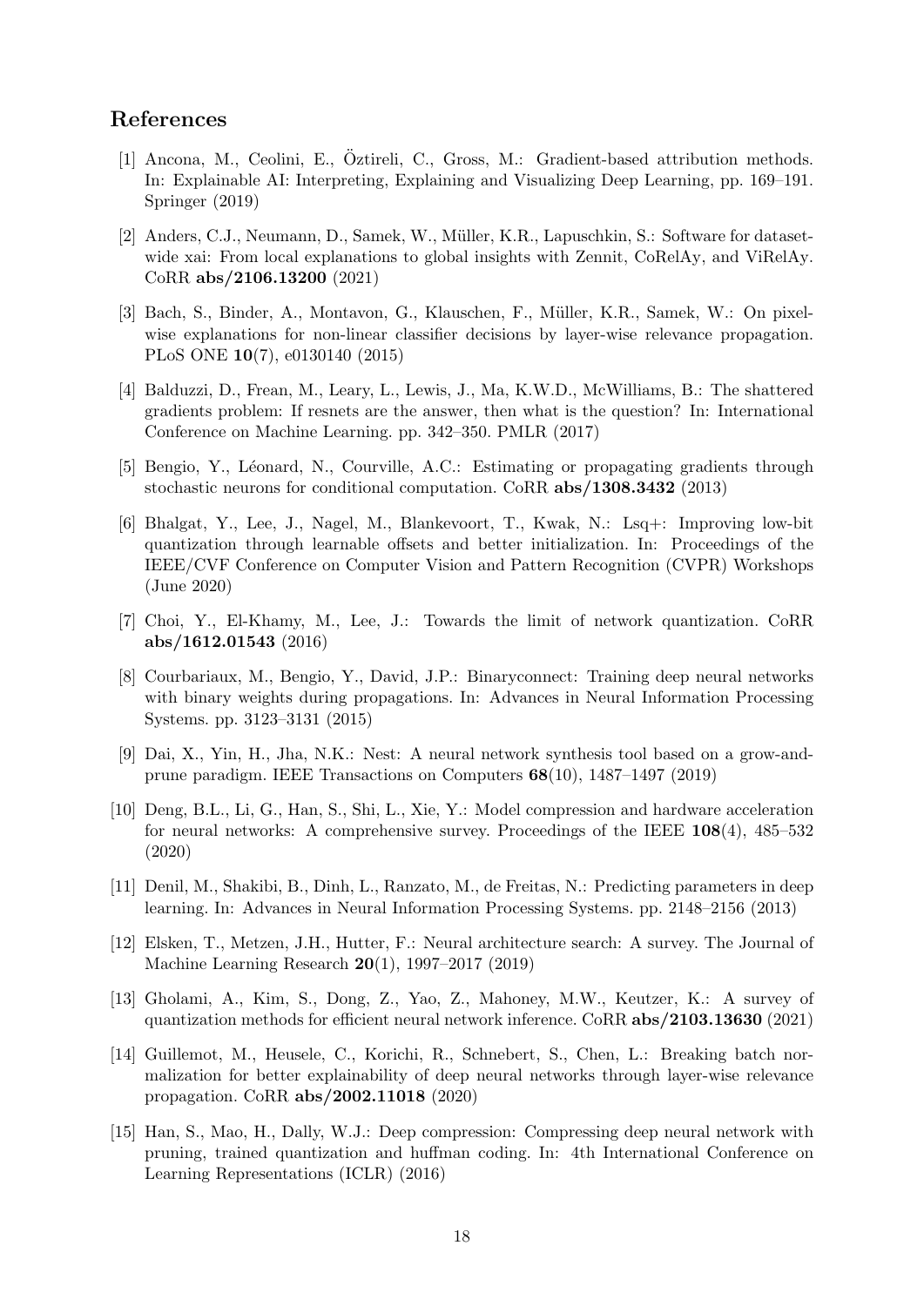## References

[1] Ancona, M., Ceolini, E., Öztireli, C., Gross, M.: Gradient-based attribution methods. In: Explainable AI: Interpreting, Explaining and Visualizing Deep Learning, pp. 169–191. Springer (2019)

[2] Anders, C.J., Neumann, D., Samek, W., Müller, K.R., Lapuschkin, S.: Software for dataset-wide xai: From local explanations to global insights with Zennit, CoRelAy, and ViRelAy. CoRR **abs/2106.13200** (2021)

[3] Bach, S., Binder, A., Montavon, G., Klauschen, F., Müller, K.R., Samek, W.: On pixel-wise explanations for non-linear classifier decisions by layer-wise relevance propagation. PLoS ONE **10**(7), e0130140 (2015)

[4] Balduzzi, D., Frean, M., Leary, L., Lewis, J., Ma, K.W.D., McWilliams, B.: The shattered gradients problem: If resnets are the answer, then what is the question? In: International Conference on Machine Learning. pp. 342–350. PMLR (2017)

[5] Bengio, Y., Léonard, N., Courville, A.C.: Estimating or propagating gradients through stochastic neurons for conditional computation. CoRR **abs/1308.3432** (2013)

[6] Bhalgat, Y., Lee, J., Nagel, M., Blankevoort, T., Kwak, N.: Lsq+: Improving low-bit quantization through learnable offsets and better initialization. In: Proceedings of the IEEE/CVF Conference on Computer Vision and Pattern Recognition (CVPR) Workshops (June 2020)

[7] Choi, Y., El-Khamy, M., Lee, J.: Towards the limit of network quantization. CoRR **abs/1612.01543** (2016)

[8] Courbariaux, M., Bengio, Y., David, J.P.: Binaryconnect: Training deep neural networks with binary weights during propagations. In: Advances in Neural Information Processing Systems. pp. 3123–3131 (2015)

[9] Dai, X., Yin, H., Jha, N.K.: Nest: A neural network synthesis tool based on a grow-and-prune paradigm. IEEE Transactions on Computers **68**(10), 1487–1497 (2019)

[10] Deng, B.L., Li, G., Han, S., Shi, L., Xie, Y.: Model compression and hardware acceleration for neural networks: A comprehensive survey. Proceedings of the IEEE **108**(4), 485–532 (2020)

[11] Denil, M., Shakibi, B., Dinh, L., Ranzato, M., de Freitas, N.: Predicting parameters in deep learning. In: Advances in Neural Information Processing Systems. pp. 2148–2156 (2013)

[12] Elsken, T., Metzen, J.H., Hutter, F.: Neural architecture search: A survey. The Journal of Machine Learning Research **20**(1), 1997–2017 (2019)

[13] Gholami, A., Kim, S., Dong, Z., Yao, Z., Mahoney, M.W., Keutzer, K.: A survey of quantization methods for efficient neural network inference. CoRR **abs/2103.13630** (2021)

[14] Guillemot, M., Heusele, C., Korichi, R., Schnebert, S., Chen, L.: Breaking batch normalization for better explainability of deep neural networks through layer-wise relevance propagation. CoRR **abs/2002.11018** (2020)

[15] Han, S., Mao, H., Dally, W.J.: Deep compression: Compressing deep neural network with pruning, trained quantization and huffman coding. In: 4th International Conference on Learning Representations (ICLR) (2016)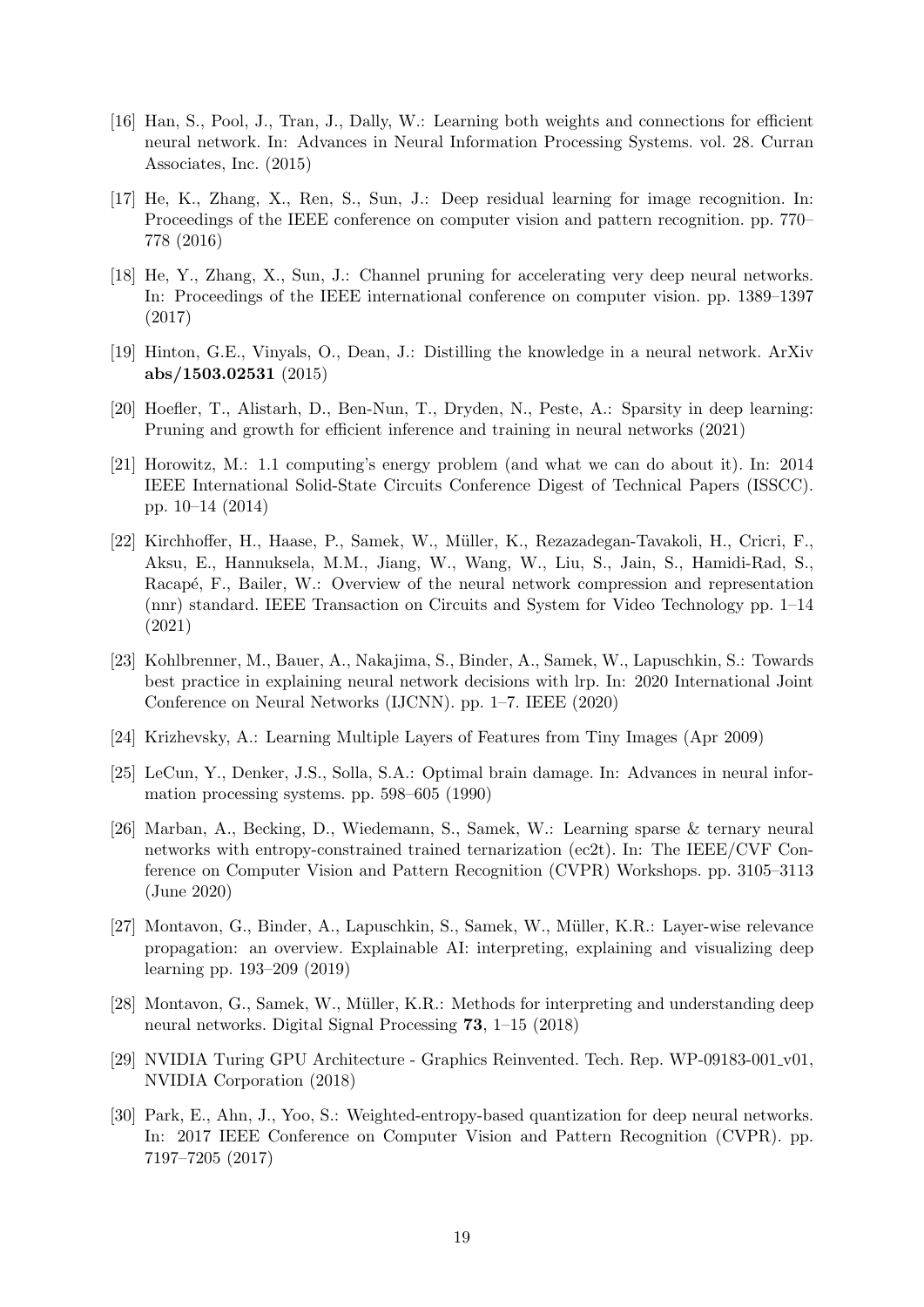[16] Han, S., Pool, J., Tran, J., Dally, W.: Learning both weights and connections for efficient neural network. In: Advances in Neural Information Processing Systems. vol. 28. Curran Associates, Inc. (2015)

[17] He, K., Zhang, X., Ren, S., Sun, J.: Deep residual learning for image recognition. In: Proceedings of the IEEE conference on computer vision and pattern recognition. pp. 770–778 (2016)

[18] He, Y., Zhang, X., Sun, J.: Channel pruning for accelerating very deep neural networks. In: Proceedings of the IEEE international conference on computer vision. pp. 1389–1397 (2017)

[19] Hinton, G.E., Vinyals, O., Dean, J.: Distilling the knowledge in a neural network. ArXiv **abs/1503.02531** (2015)

[20] Hoefler, T., Alistarh, D., Ben-Nun, T., Dryden, N., Peste, A.: Sparsity in deep learning: Pruning and growth for efficient inference and training in neural networks (2021)

[21] Horowitz, M.: 1.1 computing's energy problem (and what we can do about it). In: 2014 IEEE International Solid-State Circuits Conference Digest of Technical Papers (ISSCC). pp. 10–14 (2014)

[22] Kirchhoffer, H., Haase, P., Samek, W., Müller, K., Rezazadegan-Tavakoli, H., Cricri, F., Aksu, E., Hannuksela, M.M., Jiang, W., Wang, W., Liu, S., Jain, S., Hamidi-Rad, S., Racapé, F., Bailer, W.: Overview of the neural network compression and representation (nnr) standard. IEEE Transaction on Circuits and System for Video Technology pp. 1–14 (2021)

[23] Kohlbrenner, M., Bauer, A., Nakajima, S., Binder, A., Samek, W., Lapuschkin, S.: Towards best practice in explaining neural network decisions with lrp. In: 2020 International Joint Conference on Neural Networks (IJCNN). pp. 1–7. IEEE (2020)

[24] Krizhevsky, A.: Learning Multiple Layers of Features from Tiny Images (Apr 2009)

[25] LeCun, Y., Denker, J.S., Solla, S.A.: Optimal brain damage. In: Advances in neural information processing systems. pp. 598–605 (1990)

[26] Marban, A., Becking, D., Wiedemann, S., Samek, W.: Learning sparse & ternary neural networks with entropy-constrained trained ternarization (ec2t). In: The IEEE/CVF Conference on Computer Vision and Pattern Recognition (CVPR) Workshops. pp. 3105–3113 (June 2020)

[27] Montavon, G., Binder, A., Lapuschkin, S., Samek, W., Müller, K.R.: Layer-wise relevance propagation: an overview. Explainable AI: interpreting, explaining and visualizing deep learning pp. 193–209 (2019)

[28] Montavon, G., Samek, W., Müller, K.R.: Methods for interpreting and understanding deep neural networks. Digital Signal Processing **73**, 1–15 (2018)

[29] NVIDIA Turing GPU Architecture - Graphics Reinvented. Tech. Rep. WP-09183-001_v01, NVIDIA Corporation (2018)

[30] Park, E., Ahn, J., Yoo, S.: Weighted-entropy-based quantization for deep neural networks. In: 2017 IEEE Conference on Computer Vision and Pattern Recognition (CVPR). pp. 7197–7205 (2017)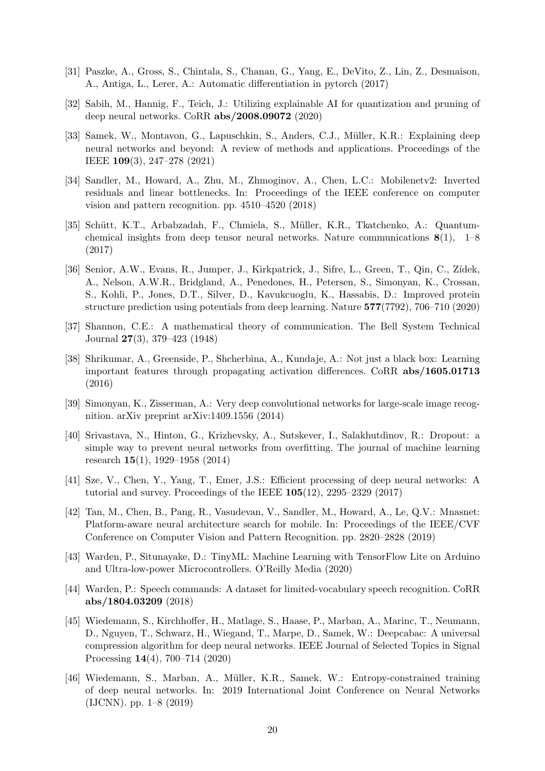[31] Paszke, A., Gross, S., Chintala, S., Chanan, G., Yang, E., DeVito, Z., Lin, Z., Desmaison, A., Antiga, L., Lerer, A.: Automatic differentiation in pytorch (2017)

[32] Sabih, M., Hannig, F., Teich, J.: Utilizing explainable AI for quantization and pruning of deep neural networks. CoRR **abs/2008.09072** (2020)

[33] Samek, W., Montavon, G., Lapuschkin, S., Anders, C.J., Müller, K.R.: Explaining deep neural networks and beyond: A review of methods and applications. Proceedings of the IEEE **109**(3), 247–278 (2021)

[34] Sandler, M., Howard, A., Zhu, M., Zhmoginov, A., Chen, L.C.: Mobilenetv2: Inverted residuals and linear bottlenecks. In: Proceedings of the IEEE conference on computer vision and pattern recognition. pp. 4510–4520 (2018)

[35] Schütt, K.T., Arbabzadah, F., Chmiela, S., Müller, K.R., Tkatchenko, A.: Quantum-chemical insights from deep tensor neural networks. Nature communications **8**(1), 1–8 (2017)

[36] Senior, A.W., Evans, R., Jumper, J., Kirkpatrick, J., Sifre, L., Green, T., Qin, C., Zídek, A., Nelson, A.W.R., Bridgland, A., Penedones, H., Petersen, S., Simonyan, K., Crossan, S., Kohli, P., Jones, D.T., Silver, D., Kavukcuoglu, K., Hassabis, D.: Improved protein structure prediction using potentials from deep learning. Nature **577**(7792), 706–710 (2020)

[37] Shannon, C.E.: A mathematical theory of communication. The Bell System Technical Journal **27**(3), 379–423 (1948)

[38] Shrikumar, A., Greenside, P., Shcherbina, A., Kundaje, A.: Not just a black box: Learning important features through propagating activation differences. CoRR **abs/1605.01713** (2016)

[39] Simonyan, K., Zisserman, A.: Very deep convolutional networks for large-scale image recognition. arXiv preprint arXiv:1409.1556 (2014)

[40] Srivastava, N., Hinton, G., Krizhevsky, A., Sutskever, I., Salakhutdinov, R.: Dropout: a simple way to prevent neural networks from overfitting. The journal of machine learning research **15**(1), 1929–1958 (2014)

[41] Sze, V., Chen, Y., Yang, T., Emer, J.S.: Efficient processing of deep neural networks: A tutorial and survey. Proceedings of the IEEE **105**(12), 2295–2329 (2017)

[42] Tan, M., Chen, B., Pang, R., Vasudevan, V., Sandler, M., Howard, A., Le, Q.V.: Mnasnet: Platform-aware neural architecture search for mobile. In: Proceedings of the IEEE/CVF Conference on Computer Vision and Pattern Recognition. pp. 2820–2828 (2019)

[43] Warden, P., Situnayake, D.: TinyML: Machine Learning with TensorFlow Lite on Arduino and Ultra-low-power Microcontrollers. O'Reilly Media (2020)

[44] Warden, P.: Speech commands: A dataset for limited-vocabulary speech recognition. CoRR **abs/1804.03209** (2018)

[45] Wiedemann, S., Kirchhoffer, H., Matlage, S., Haase, P., Marban, A., Marinc, T., Neumann, D., Nguyen, T., Schwarz, H., Wiegand, T., Marpe, D., Samek, W.: Deepcabac: A universal compression algorithm for deep neural networks. IEEE Journal of Selected Topics in Signal Processing **14**(4), 700–714 (2020)

[46] Wiedemann, S., Marban, A., Müller, K.R., Samek, W.: Entropy-constrained training of deep neural networks. In: 2019 International Joint Conference on Neural Networks (IJCNN). pp. 1–8 (2019)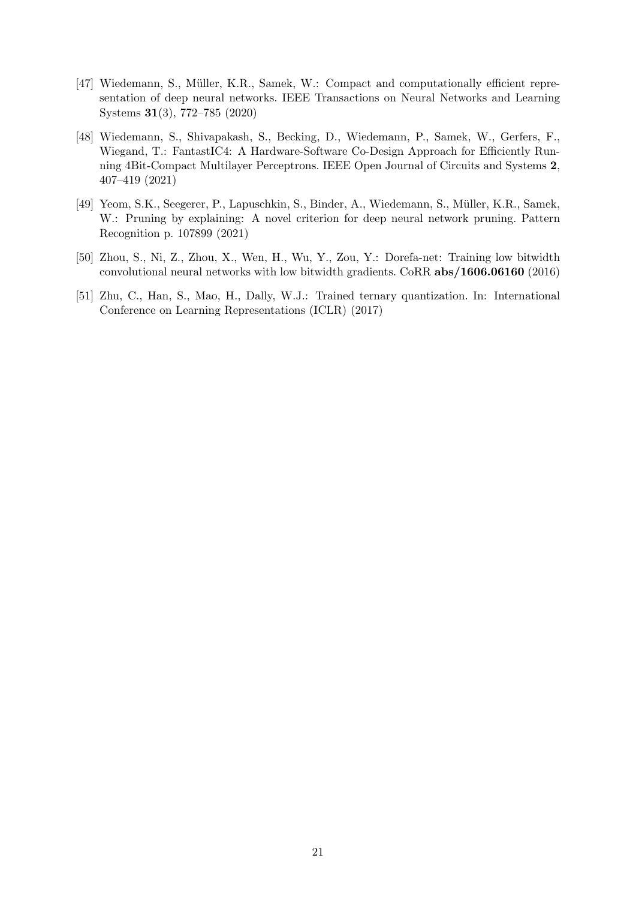[47] Wiedemann, S., Müller, K.R., Samek, W.: Compact and computationally efficient representation of deep neural networks. IEEE Transactions on Neural Networks and Learning Systems **31**(3), 772–785 (2020)

[48] Wiedemann, S., Shivapakash, S., Becking, D., Wiedemann, P., Samek, W., Gerfers, F., Wiegand, T.: FantastIC4: A Hardware-Software Co-Design Approach for Efficiently Running 4Bit-Compact Multilayer Perceptrons. IEEE Open Journal of Circuits and Systems **2**, 407–419 (2021)

[49] Yeom, S.K., Seegerer, P., Lapuschkin, S., Binder, A., Wiedemann, S., Müller, K.R., Samek, W.: Pruning by explaining: A novel criterion for deep neural network pruning. Pattern Recognition p. 107899 (2021)

[50] Zhou, S., Ni, Z., Zhou, X., Wen, H., Wu, Y., Zou, Y.: Dorefa-net: Training low bitwidth convolutional neural networks with low bitwidth gradients. CoRR **abs/1606.06160** (2016)

[51] Zhu, C., Han, S., Mao, H., Dally, W.J.: Trained ternary quantization. In: International Conference on Learning Representations (ICLR) (2017)